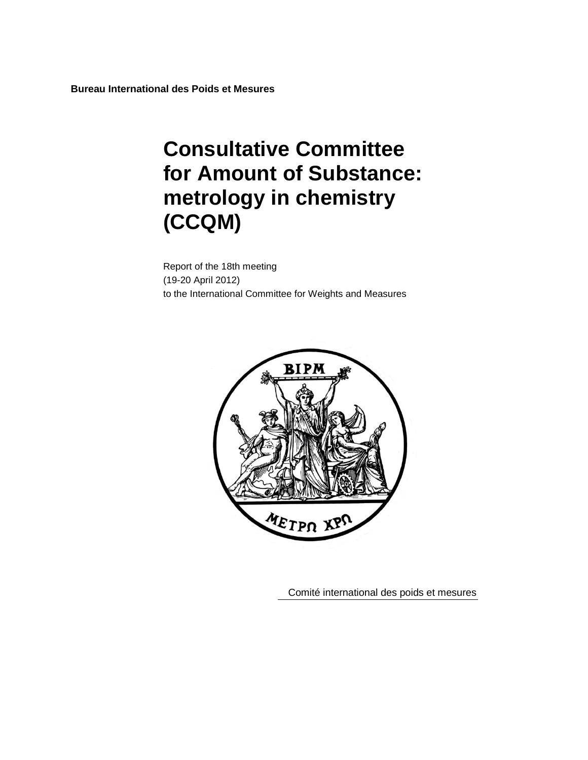**Bureau International des Poids et Mesures**

# Consultative Committee for Amount of Substance: metrology in chemistry (CCQM)

Report of the 18th meeting
(19-20 April 2012)
to the International Committee for Weights and Measures

Comité international des poids et mesures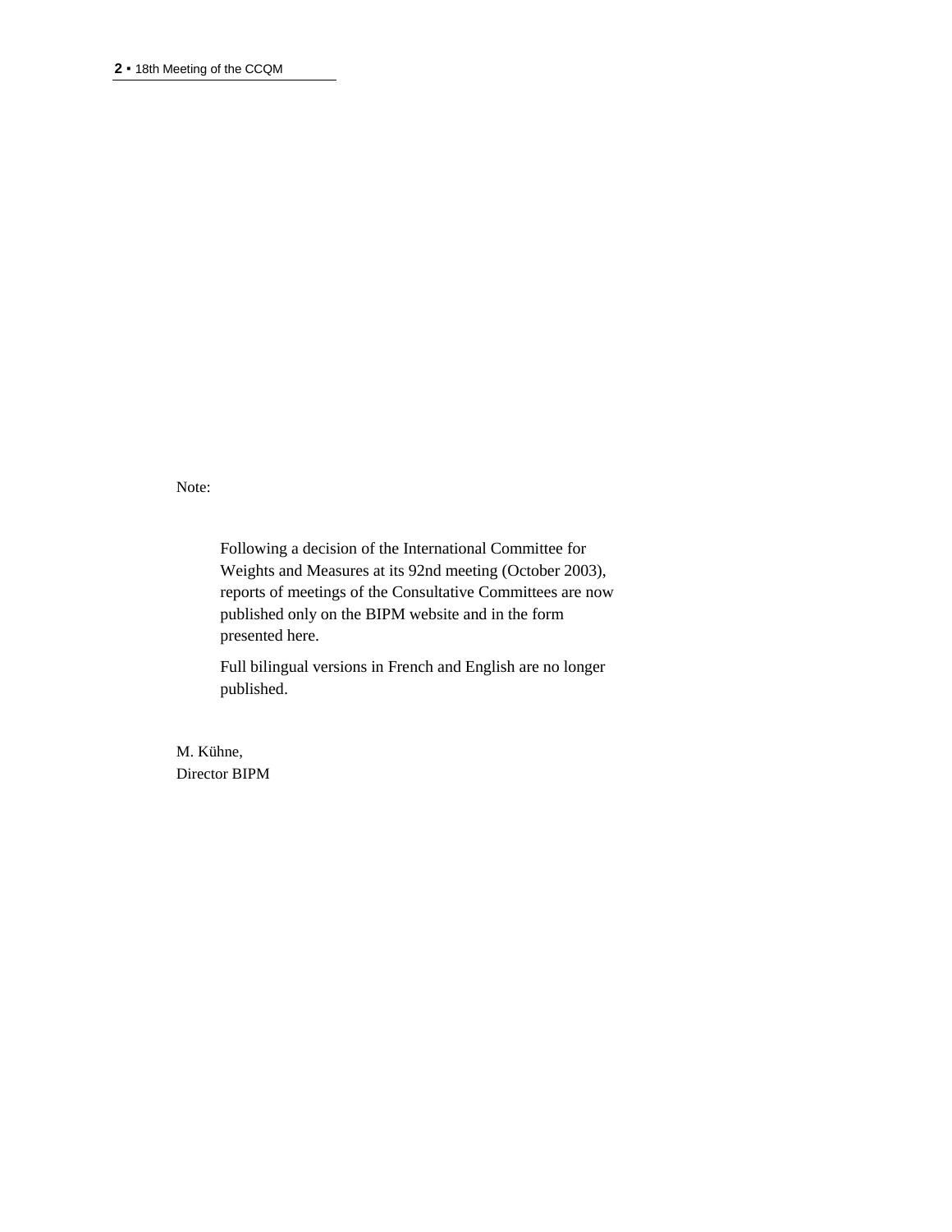Note:

Following a decision of the International Committee for Weights and Measures at its 92nd meeting (October 2003), reports of meetings of the Consultative Committees are now published only on the BIPM website and in the form presented here.

Full bilingual versions in French and English are no longer published.

M. Kühne,
Director BIPM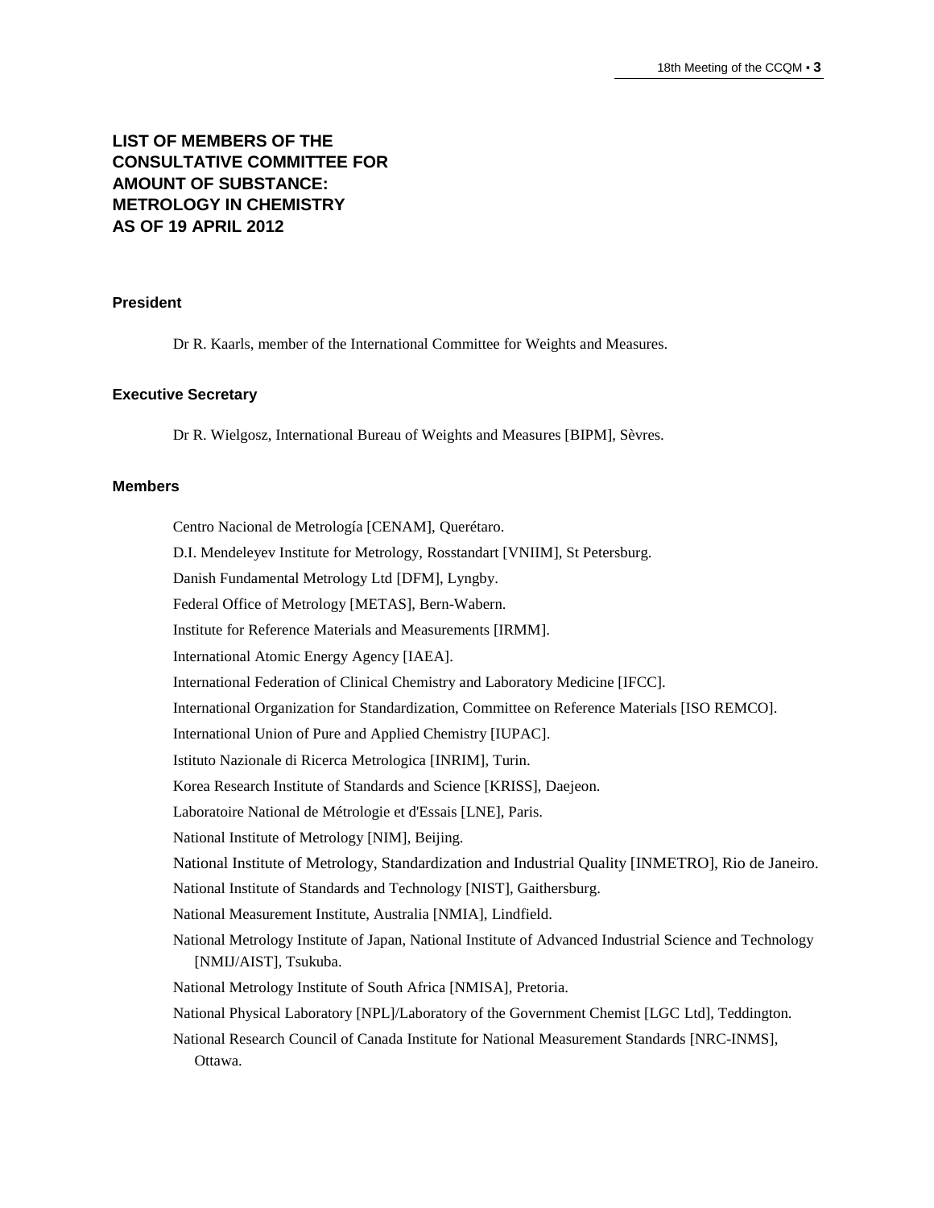# LIST OF MEMBERS OF THE CONSULTATIVE COMMITTEE FOR AMOUNT OF SUBSTANCE: METROLOGY IN CHEMISTRY AS OF 19 APRIL 2012

### President

Dr R. Kaarls, member of the International Committee for Weights and Measures.

### Executive Secretary

Dr R. Wielgosz, International Bureau of Weights and Measures [BIPM], Sèvres.

### Members

Centro Nacional de Metrología [CENAM], Querétaro.

D.I. Mendeleyev Institute for Metrology, Rosstandart [VNIIM], St Petersburg.

Danish Fundamental Metrology Ltd [DFM], Lyngby.

Federal Office of Metrology [METAS], Bern-Wabern.

Institute for Reference Materials and Measurements [IRMM].

International Atomic Energy Agency [IAEA].

International Federation of Clinical Chemistry and Laboratory Medicine [IFCC].

International Organization for Standardization, Committee on Reference Materials [ISO REMCO].

International Union of Pure and Applied Chemistry [IUPAC].

Istituto Nazionale di Ricerca Metrologica [INRIM], Turin.

Korea Research Institute of Standards and Science [KRISS], Daejeon.

Laboratoire National de Métrologie et d'Essais [LNE], Paris.

National Institute of Metrology [NIM], Beijing.

National Institute of Metrology, Standardization and Industrial Quality [INMETRO], Rio de Janeiro.

National Institute of Standards and Technology [NIST], Gaithersburg.

National Measurement Institute, Australia [NMIA], Lindfield.

National Metrology Institute of Japan, National Institute of Advanced Industrial Science and Technology [NMIJ/AIST], Tsukuba.

National Metrology Institute of South Africa [NMISA], Pretoria.

National Physical Laboratory [NPL]/Laboratory of the Government Chemist [LGC Ltd], Teddington.

National Research Council of Canada Institute for National Measurement Standards [NRC-INMS], Ottawa.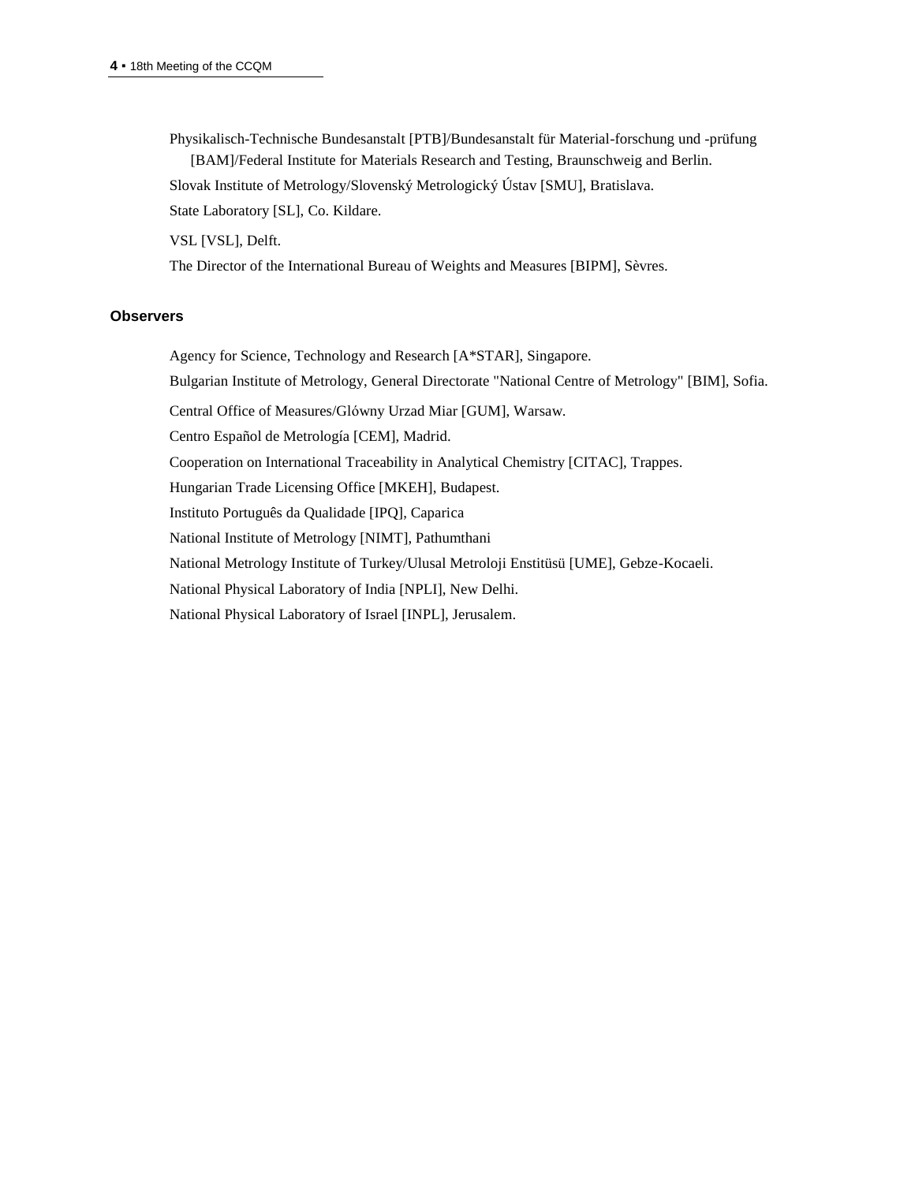Physikalisch-Technische Bundesanstalt [PTB]/Bundesanstalt für Material-forschung und -prüfung [BAM]/Federal Institute for Materials Research and Testing, Braunschweig and Berlin.

Slovak Institute of Metrology/Slovenský Metrologický Ústav [SMU], Bratislava.

State Laboratory [SL], Co. Kildare.

VSL [VSL], Delft.

The Director of the International Bureau of Weights and Measures [BIPM], Sèvres.

## Observers

Agency for Science, Technology and Research [A*STAR], Singapore.

Bulgarian Institute of Metrology, General Directorate "National Centre of Metrology" [BIM], Sofia.

Central Office of Measures/Glówny Urzad Miar [GUM], Warsaw.

Centro Español de Metrología [CEM], Madrid.

Cooperation on International Traceability in Analytical Chemistry [CITAC], Trappes.

Hungarian Trade Licensing Office [MKEH], Budapest.

Instituto Português da Qualidade [IPQ], Caparica

National Institute of Metrology [NIMT], Pathumthani

National Metrology Institute of Turkey/Ulusal Metroloji Enstitüsü [UME], Gebze-Kocaeli.

National Physical Laboratory of India [NPLI], New Delhi.

National Physical Laboratory of Israel [INPL], Jerusalem.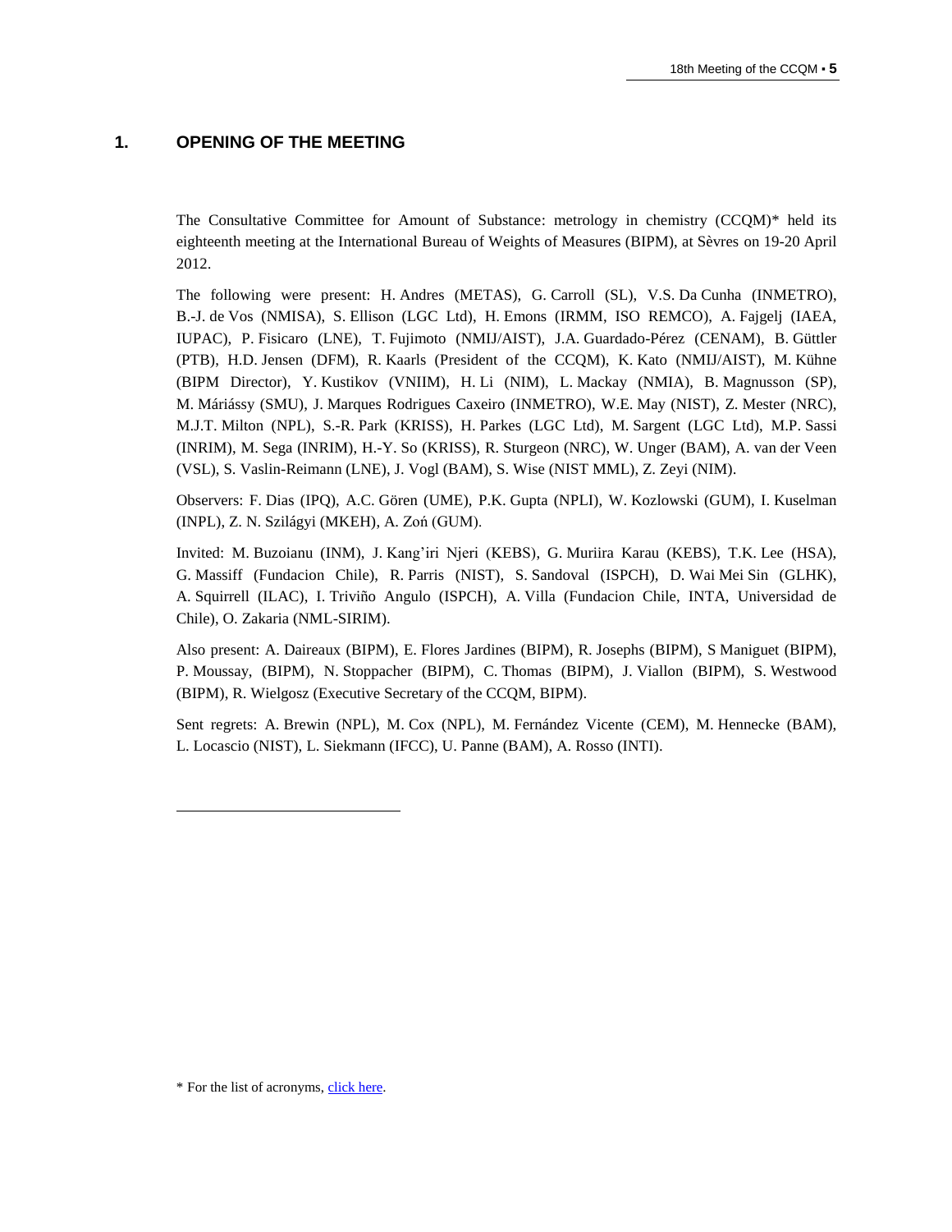# 1. OPENING OF THE MEETING

The Consultative Committee for Amount of Substance: metrology in chemistry (CCQM)* held its eighteenth meeting at the International Bureau of Weights of Measures (BIPM), at Sèvres on 19-20 April 2012.

The following were present: H. Andres (METAS), G. Carroll (SL), V.S. Da Cunha (INMETRO), B.-J. de Vos (NMISA), S. Ellison (LGC Ltd), H. Emons (IRMM, ISO REMCO), A. Fajgelj (IAEA, IUPAC), P. Fisicaro (LNE), T. Fujimoto (NMIJ/AIST), J.A. Guardado-Pérez (CENAM), B. Güttler (PTB), H.D. Jensen (DFM), R. Kaarls (President of the CCQM), K. Kato (NMIJ/AIST), M. Kühne (BIPM Director), Y. Kustikov (VNIIM), H. Li (NIM), L. Mackay (NMIA), B. Magnusson (SP), M. Máriássy (SMU), J. Marques Rodrigues Caxeiro (INMETRO), W.E. May (NIST), Z. Mester (NRC), M.J.T. Milton (NPL), S.-R. Park (KRISS), H. Parkes (LGC Ltd), M. Sargent (LGC Ltd), M.P. Sassi (INRIM), M. Sega (INRIM), H.-Y. So (KRISS), R. Sturgeon (NRC), W. Unger (BAM), A. van der Veen (VSL), S. Vaslin-Reimann (LNE), J. Vogl (BAM), S. Wise (NIST MML), Z. Zeyi (NIM).

Observers: F. Dias (IPQ), A.C. Gören (UME), P.K. Gupta (NPLI), W. Kozlowski (GUM), I. Kuselman (INPL), Z. N. Szilágyi (MKEH), A. Zoń (GUM).

Invited: M. Buzoianu (INM), J. Kang'iri Njeri (KEBS), G. Muriira Karau (KEBS), T.K. Lee (HSA), G. Massiff (Fundacion Chile), R. Parris (NIST), S. Sandoval (ISPCH), D. Wai Mei Sin (GLHK), A. Squirrell (ILAC), I. Triviño Angulo (ISPCH), A. Villa (Fundacion Chile, INTA, Universidad de Chile), O. Zakaria (NML-SIRIM).

Also present: A. Daireaux (BIPM), E. Flores Jardines (BIPM), R. Josephs (BIPM), S Maniguet (BIPM), P. Moussay, (BIPM), N. Stoppacher (BIPM), C. Thomas (BIPM), J. Viallon (BIPM), S. Westwood (BIPM), R. Wielgosz (Executive Secretary of the CCQM, BIPM).

Sent regrets: A. Brewin (NPL), M. Cox (NPL), M. Fernández Vicente (CEM), M. Hennecke (BAM), L. Locascio (NIST), L. Siekmann (IFCC), U. Panne (BAM), A. Rosso (INTI).

---

* For the list of acronyms, click here.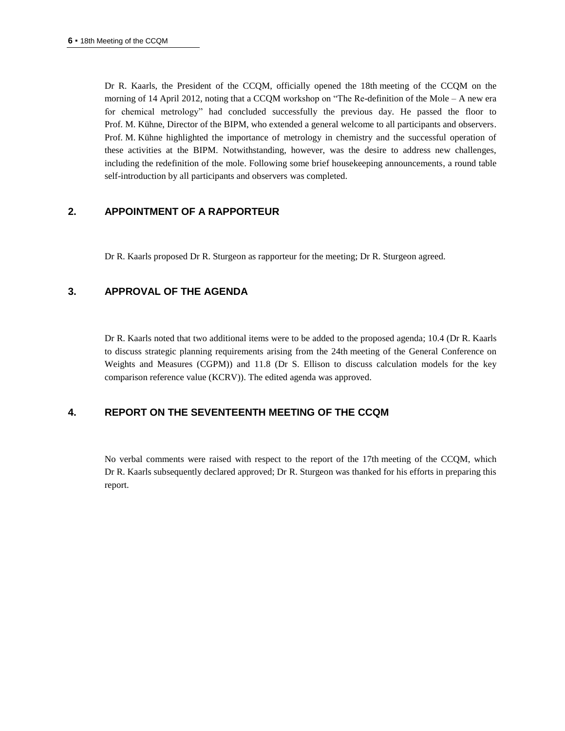Dr R. Kaarls, the President of the CCQM, officially opened the 18th meeting of the CCQM on the morning of 14 April 2012, noting that a CCQM workshop on "The Re-definition of the Mole – A new era for chemical metrology" had concluded successfully the previous day. He passed the floor to Prof. M. Kühne, Director of the BIPM, who extended a general welcome to all participants and observers. Prof. M. Kühne highlighted the importance of metrology in chemistry and the successful operation of these activities at the BIPM. Notwithstanding, however, was the desire to address new challenges, including the redefinition of the mole. Following some brief housekeeping announcements, a round table self-introduction by all participants and observers was completed.

## 2. APPOINTMENT OF A RAPPORTEUR

Dr R. Kaarls proposed Dr R. Sturgeon as rapporteur for the meeting; Dr R. Sturgeon agreed.

## 3. APPROVAL OF THE AGENDA

Dr R. Kaarls noted that two additional items were to be added to the proposed agenda; 10.4 (Dr R. Kaarls to discuss strategic planning requirements arising from the 24th meeting of the General Conference on Weights and Measures (CGPM)) and 11.8 (Dr S. Ellison to discuss calculation models for the key comparison reference value (KCRV)). The edited agenda was approved.

## 4. REPORT ON THE SEVENTEENTH MEETING OF THE CCQM

No verbal comments were raised with respect to the report of the 17th meeting of the CCQM, which Dr R. Kaarls subsequently declared approved; Dr R. Sturgeon was thanked for his efforts in preparing this report.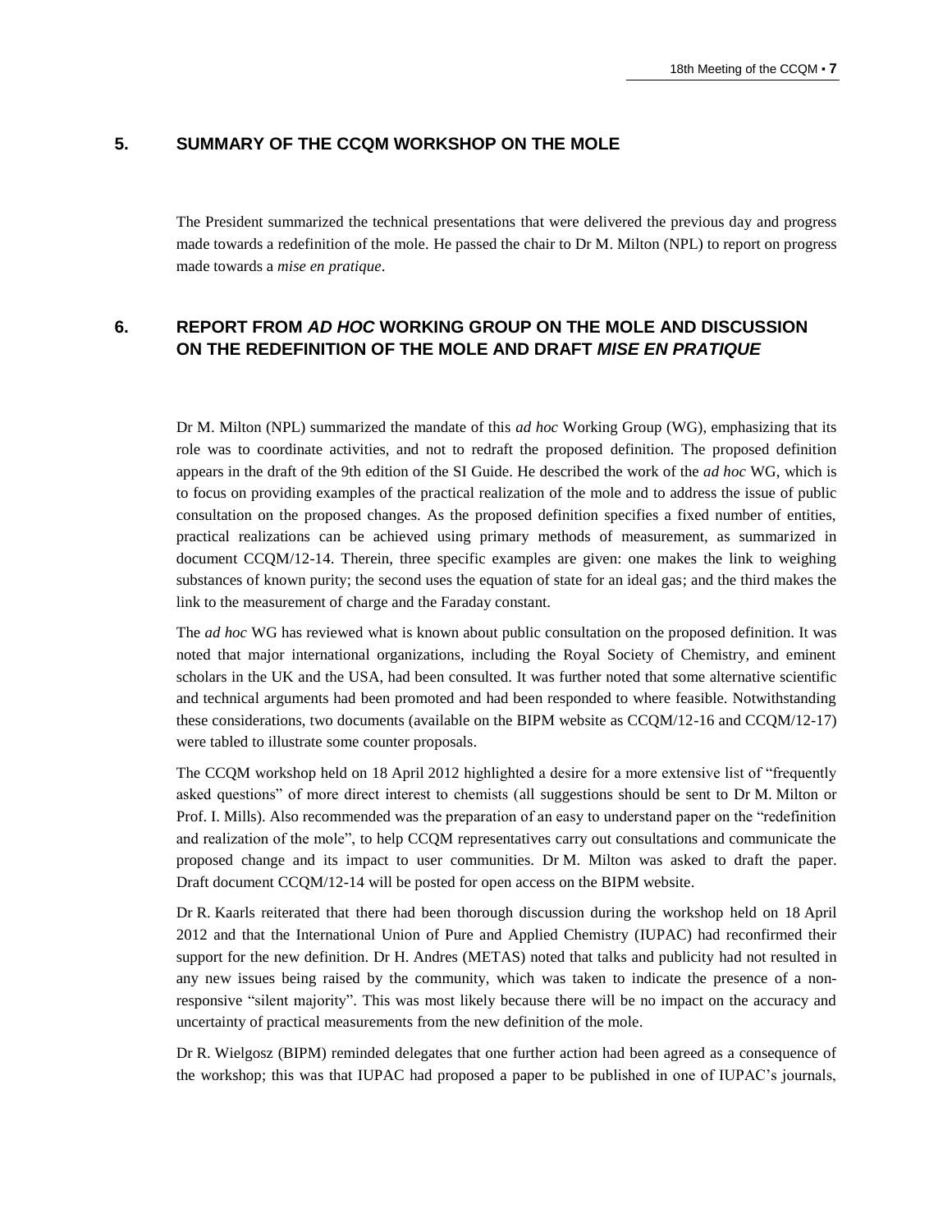## 5. SUMMARY OF THE CCQM WORKSHOP ON THE MOLE

The President summarized the technical presentations that were delivered the previous day and progress made towards a redefinition of the mole. He passed the chair to Dr M. Milton (NPL) to report on progress made towards a *mise en pratique*.

## 6. REPORT FROM *AD HOC* WORKING GROUP ON THE MOLE AND DISCUSSION ON THE REDEFINITION OF THE MOLE AND DRAFT *MISE EN PRATIQUE*

Dr M. Milton (NPL) summarized the mandate of this *ad hoc* Working Group (WG), emphasizing that its role was to coordinate activities, and not to redraft the proposed definition. The proposed definition appears in the draft of the 9th edition of the SI Guide. He described the work of the *ad hoc* WG, which is to focus on providing examples of the practical realization of the mole and to address the issue of public consultation on the proposed changes. As the proposed definition specifies a fixed number of entities, practical realizations can be achieved using primary methods of measurement, as summarized in document CCQM/12-14. Therein, three specific examples are given: one makes the link to weighing substances of known purity; the second uses the equation of state for an ideal gas; and the third makes the link to the measurement of charge and the Faraday constant.

The *ad hoc* WG has reviewed what is known about public consultation on the proposed definition. It was noted that major international organizations, including the Royal Society of Chemistry, and eminent scholars in the UK and the USA, had been consulted. It was further noted that some alternative scientific and technical arguments had been promoted and had been responded to where feasible. Notwithstanding these considerations, two documents (available on the BIPM website as CCQM/12-16 and CCQM/12-17) were tabled to illustrate some counter proposals.

The CCQM workshop held on 18 April 2012 highlighted a desire for a more extensive list of "frequently asked questions" of more direct interest to chemists (all suggestions should be sent to Dr M. Milton or Prof. I. Mills). Also recommended was the preparation of an easy to understand paper on the "redefinition and realization of the mole", to help CCQM representatives carry out consultations and communicate the proposed change and its impact to user communities. Dr M. Milton was asked to draft the paper. Draft document CCQM/12-14 will be posted for open access on the BIPM website.

Dr R. Kaarls reiterated that there had been thorough discussion during the workshop held on 18 April 2012 and that the International Union of Pure and Applied Chemistry (IUPAC) had reconfirmed their support for the new definition. Dr H. Andres (METAS) noted that talks and publicity had not resulted in any new issues being raised by the community, which was taken to indicate the presence of a non-responsive "silent majority". This was most likely because there will be no impact on the accuracy and uncertainty of practical measurements from the new definition of the mole.

Dr R. Wielgosz (BIPM) reminded delegates that one further action had been agreed as a consequence of the workshop; this was that IUPAC had proposed a paper to be published in one of IUPAC's journals,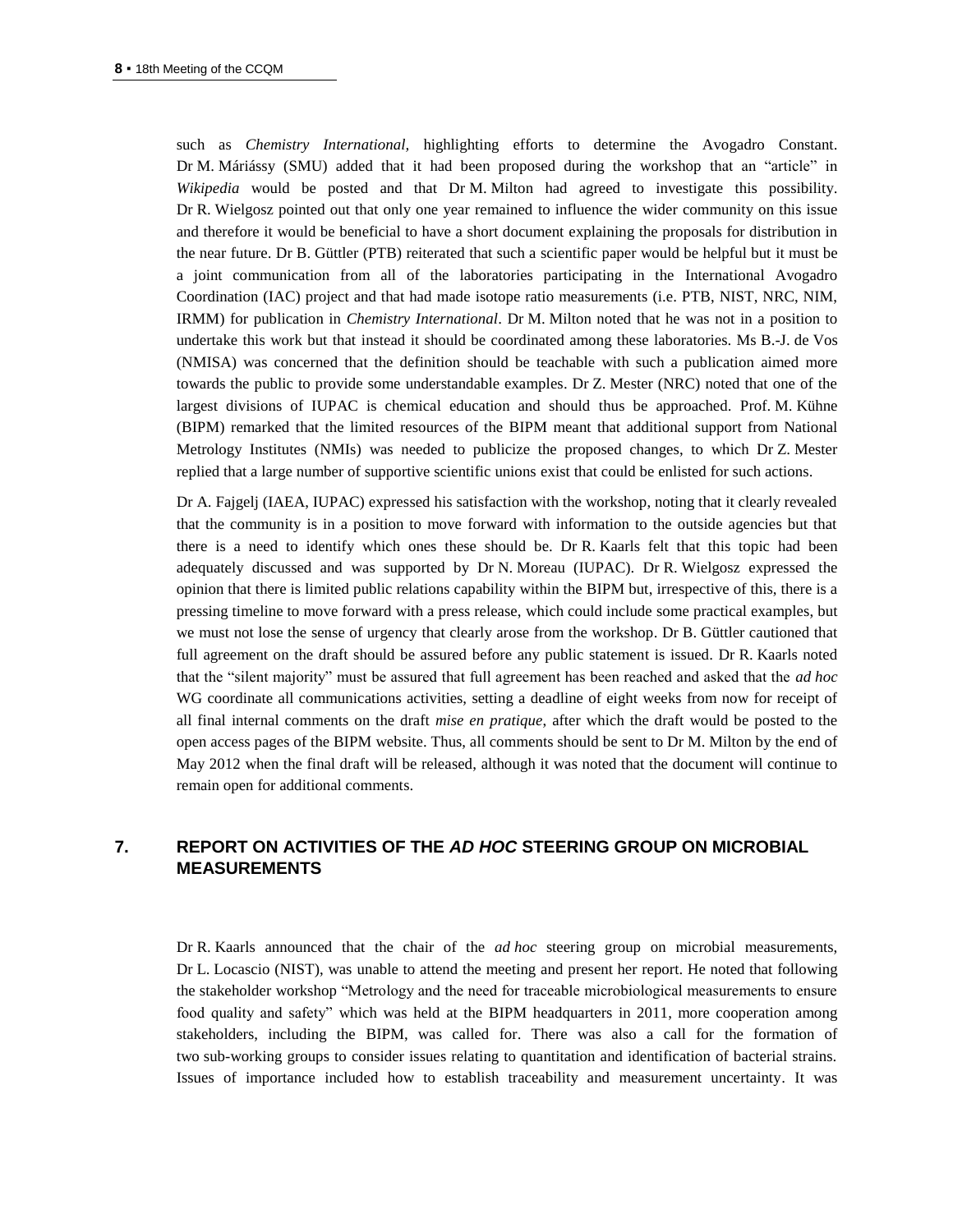such as *Chemistry International,* highlighting efforts to determine the Avogadro Constant. Dr M. Máriássy (SMU) added that it had been proposed during the workshop that an "article" in *Wikipedia* would be posted and that Dr M. Milton had agreed to investigate this possibility. Dr R. Wielgosz pointed out that only one year remained to influence the wider community on this issue and therefore it would be beneficial to have a short document explaining the proposals for distribution in the near future. Dr B. Güttler (PTB) reiterated that such a scientific paper would be helpful but it must be a joint communication from all of the laboratories participating in the International Avogadro Coordination (IAC) project and that had made isotope ratio measurements (i.e. PTB, NIST, NRC, NIM, IRMM) for publication in *Chemistry International*. Dr M. Milton noted that he was not in a position to undertake this work but that instead it should be coordinated among these laboratories. Ms B.-J. de Vos (NMISA) was concerned that the definition should be teachable with such a publication aimed more towards the public to provide some understandable examples. Dr Z. Mester (NRC) noted that one of the largest divisions of IUPAC is chemical education and should thus be approached. Prof. M. Kühne (BIPM) remarked that the limited resources of the BIPM meant that additional support from National Metrology Institutes (NMIs) was needed to publicize the proposed changes, to which Dr Z. Mester replied that a large number of supportive scientific unions exist that could be enlisted for such actions.

Dr A. Fajgelj (IAEA, IUPAC) expressed his satisfaction with the workshop, noting that it clearly revealed that the community is in a position to move forward with information to the outside agencies but that there is a need to identify which ones these should be. Dr R. Kaarls felt that this topic had been adequately discussed and was supported by Dr N. Moreau (IUPAC). Dr R. Wielgosz expressed the opinion that there is limited public relations capability within the BIPM but, irrespective of this, there is a pressing timeline to move forward with a press release, which could include some practical examples, but we must not lose the sense of urgency that clearly arose from the workshop. Dr B. Güttler cautioned that full agreement on the draft should be assured before any public statement is issued. Dr R. Kaarls noted that the "silent majority" must be assured that full agreement has been reached and asked that the *ad hoc* WG coordinate all communications activities, setting a deadline of eight weeks from now for receipt of all final internal comments on the draft *mise en pratique*, after which the draft would be posted to the open access pages of the BIPM website. Thus, all comments should be sent to Dr M. Milton by the end of May 2012 when the final draft will be released, although it was noted that the document will continue to remain open for additional comments.

## 7. REPORT ON ACTIVITIES OF THE *AD HOC* STEERING GROUP ON MICROBIAL MEASUREMENTS

Dr R. Kaarls announced that the chair of the *ad hoc* steering group on microbial measurements, Dr L. Locascio (NIST), was unable to attend the meeting and present her report. He noted that following the stakeholder workshop "Metrology and the need for traceable microbiological measurements to ensure food quality and safety" which was held at the BIPM headquarters in 2011, more cooperation among stakeholders, including the BIPM, was called for. There was also a call for the formation of two sub-working groups to consider issues relating to quantitation and identification of bacterial strains. Issues of importance included how to establish traceability and measurement uncertainty. It was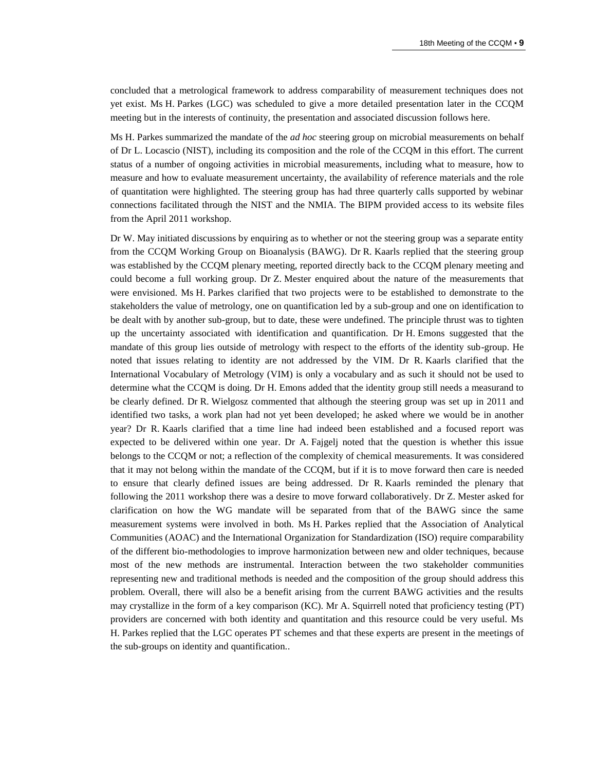concluded that a metrological framework to address comparability of measurement techniques does not yet exist. Ms H. Parkes (LGC) was scheduled to give a more detailed presentation later in the CCQM meeting but in the interests of continuity, the presentation and associated discussion follows here.

Ms H. Parkes summarized the mandate of the *ad hoc* steering group on microbial measurements on behalf of Dr L. Locascio (NIST), including its composition and the role of the CCQM in this effort. The current status of a number of ongoing activities in microbial measurements, including what to measure, how to measure and how to evaluate measurement uncertainty, the availability of reference materials and the role of quantitation were highlighted. The steering group has had three quarterly calls supported by webinar connections facilitated through the NIST and the NMIA. The BIPM provided access to its website files from the April 2011 workshop.

Dr W. May initiated discussions by enquiring as to whether or not the steering group was a separate entity from the CCQM Working Group on Bioanalysis (BAWG). Dr R. Kaarls replied that the steering group was established by the CCQM plenary meeting, reported directly back to the CCQM plenary meeting and could become a full working group. Dr Z. Mester enquired about the nature of the measurements that were envisioned. Ms H. Parkes clarified that two projects were to be established to demonstrate to the stakeholders the value of metrology, one on quantification led by a sub-group and one on identification to be dealt with by another sub-group, but to date, these were undefined. The principle thrust was to tighten up the uncertainty associated with identification and quantification. Dr H. Emons suggested that the mandate of this group lies outside of metrology with respect to the efforts of the identity sub-group. He noted that issues relating to identity are not addressed by the VIM. Dr R. Kaarls clarified that the International Vocabulary of Metrology (VIM) is only a vocabulary and as such it should not be used to determine what the CCQM is doing. Dr H. Emons added that the identity group still needs a measurand to be clearly defined. Dr R. Wielgosz commented that although the steering group was set up in 2011 and identified two tasks, a work plan had not yet been developed; he asked where we would be in another year? Dr R. Kaarls clarified that a time line had indeed been established and a focused report was expected to be delivered within one year. Dr A. Fajgelj noted that the question is whether this issue belongs to the CCQM or not; a reflection of the complexity of chemical measurements. It was considered that it may not belong within the mandate of the CCQM, but if it is to move forward then care is needed to ensure that clearly defined issues are being addressed. Dr R. Kaarls reminded the plenary that following the 2011 workshop there was a desire to move forward collaboratively. Dr Z. Mester asked for clarification on how the WG mandate will be separated from that of the BAWG since the same measurement systems were involved in both. Ms H. Parkes replied that the Association of Analytical Communities (AOAC) and the International Organization for Standardization (ISO) require comparability of the different bio-methodologies to improve harmonization between new and older techniques, because most of the new methods are instrumental. Interaction between the two stakeholder communities representing new and traditional methods is needed and the composition of the group should address this problem. Overall, there will also be a benefit arising from the current BAWG activities and the results may crystallize in the form of a key comparison (KC). Mr A. Squirrell noted that proficiency testing (PT) providers are concerned with both identity and quantitation and this resource could be very useful. Ms H. Parkes replied that the LGC operates PT schemes and that these experts are present in the meetings of the sub-groups on identity and quantification..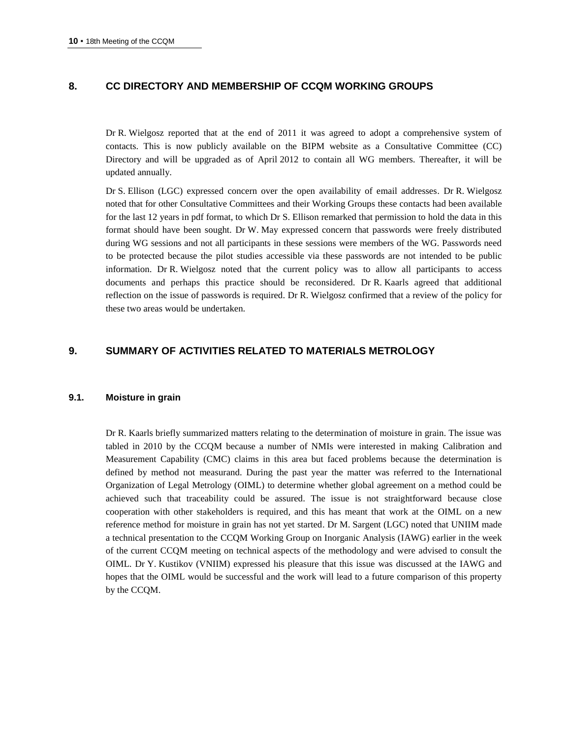## 8. CC DIRECTORY AND MEMBERSHIP OF CCQM WORKING GROUPS

Dr R. Wielgosz reported that at the end of 2011 it was agreed to adopt a comprehensive system of contacts. This is now publicly available on the BIPM website as a Consultative Committee (CC) Directory and will be upgraded as of April 2012 to contain all WG members. Thereafter, it will be updated annually.

Dr S. Ellison (LGC) expressed concern over the open availability of email addresses. Dr R. Wielgosz noted that for other Consultative Committees and their Working Groups these contacts had been available for the last 12 years in pdf format, to which Dr S. Ellison remarked that permission to hold the data in this format should have been sought. Dr W. May expressed concern that passwords were freely distributed during WG sessions and not all participants in these sessions were members of the WG. Passwords need to be protected because the pilot studies accessible via these passwords are not intended to be public information. Dr R. Wielgosz noted that the current policy was to allow all participants to access documents and perhaps this practice should be reconsidered. Dr R. Kaarls agreed that additional reflection on the issue of passwords is required. Dr R. Wielgosz confirmed that a review of the policy for these two areas would be undertaken.

## 9. SUMMARY OF ACTIVITIES RELATED TO MATERIALS METROLOGY

### 9.1. Moisture in grain

Dr R. Kaarls briefly summarized matters relating to the determination of moisture in grain. The issue was tabled in 2010 by the CCQM because a number of NMIs were interested in making Calibration and Measurement Capability (CMC) claims in this area but faced problems because the determination is defined by method not measurand. During the past year the matter was referred to the International Organization of Legal Metrology (OIML) to determine whether global agreement on a method could be achieved such that traceability could be assured. The issue is not straightforward because close cooperation with other stakeholders is required, and this has meant that work at the OIML on a new reference method for moisture in grain has not yet started. Dr M. Sargent (LGC) noted that UNIIM made a technical presentation to the CCQM Working Group on Inorganic Analysis (IAWG) earlier in the week of the current CCQM meeting on technical aspects of the methodology and were advised to consult the OIML. Dr Y. Kustikov (VNIIM) expressed his pleasure that this issue was discussed at the IAWG and hopes that the OIML would be successful and the work will lead to a future comparison of this property by the CCQM.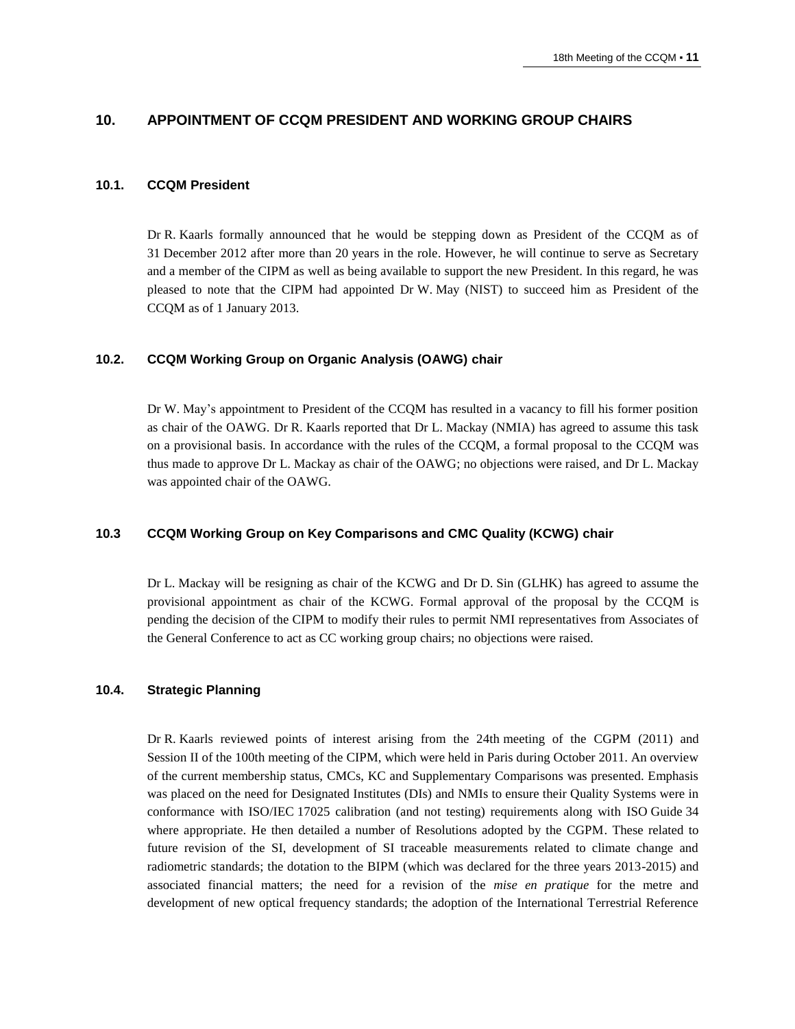## 10. APPOINTMENT OF CCQM PRESIDENT AND WORKING GROUP CHAIRS

### 10.1. CCQM President

Dr R. Kaarls formally announced that he would be stepping down as President of the CCQM as of 31 December 2012 after more than 20 years in the role. However, he will continue to serve as Secretary and a member of the CIPM as well as being available to support the new President. In this regard, he was pleased to note that the CIPM had appointed Dr W. May (NIST) to succeed him as President of the CCQM as of 1 January 2013.

### 10.2. CCQM Working Group on Organic Analysis (OAWG) chair

Dr W. May's appointment to President of the CCQM has resulted in a vacancy to fill his former position as chair of the OAWG. Dr R. Kaarls reported that Dr L. Mackay (NMIA) has agreed to assume this task on a provisional basis. In accordance with the rules of the CCQM, a formal proposal to the CCQM was thus made to approve Dr L. Mackay as chair of the OAWG; no objections were raised, and Dr L. Mackay was appointed chair of the OAWG.

### 10.3 CCQM Working Group on Key Comparisons and CMC Quality (KCWG) chair

Dr L. Mackay will be resigning as chair of the KCWG and Dr D. Sin (GLHK) has agreed to assume the provisional appointment as chair of the KCWG. Formal approval of the proposal by the CCQM is pending the decision of the CIPM to modify their rules to permit NMI representatives from Associates of the General Conference to act as CC working group chairs; no objections were raised.

### 10.4. Strategic Planning

Dr R. Kaarls reviewed points of interest arising from the 24th meeting of the CGPM (2011) and Session II of the 100th meeting of the CIPM, which were held in Paris during October 2011. An overview of the current membership status, CMCs, KC and Supplementary Comparisons was presented. Emphasis was placed on the need for Designated Institutes (DIs) and NMIs to ensure their Quality Systems were in conformance with ISO/IEC 17025 calibration (and not testing) requirements along with ISO Guide 34 where appropriate. He then detailed a number of Resolutions adopted by the CGPM. These related to future revision of the SI, development of SI traceable measurements related to climate change and radiometric standards; the dotation to the BIPM (which was declared for the three years 2013-2015) and associated financial matters; the need for a revision of the *mise en pratique* for the metre and development of new optical frequency standards; the adoption of the International Terrestrial Reference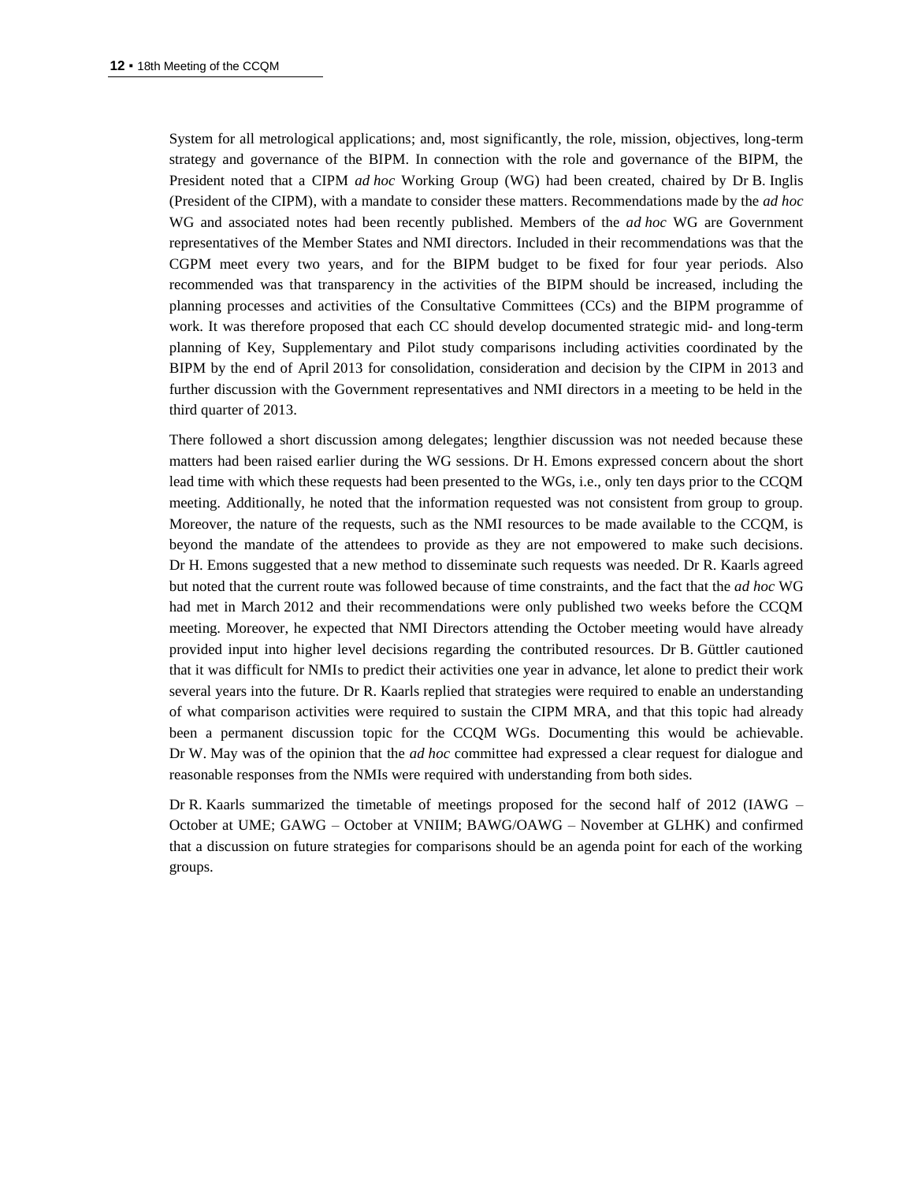System for all metrological applications; and, most significantly, the role, mission, objectives, long-term strategy and governance of the BIPM. In connection with the role and governance of the BIPM, the President noted that a CIPM *ad hoc* Working Group (WG) had been created, chaired by Dr B. Inglis (President of the CIPM), with a mandate to consider these matters. Recommendations made by the *ad hoc* WG and associated notes had been recently published. Members of the *ad hoc* WG are Government representatives of the Member States and NMI directors. Included in their recommendations was that the CGPM meet every two years, and for the BIPM budget to be fixed for four year periods. Also recommended was that transparency in the activities of the BIPM should be increased, including the planning processes and activities of the Consultative Committees (CCs) and the BIPM programme of work. It was therefore proposed that each CC should develop documented strategic mid- and long-term planning of Key, Supplementary and Pilot study comparisons including activities coordinated by the BIPM by the end of April 2013 for consolidation, consideration and decision by the CIPM in 2013 and further discussion with the Government representatives and NMI directors in a meeting to be held in the third quarter of 2013.

There followed a short discussion among delegates; lengthier discussion was not needed because these matters had been raised earlier during the WG sessions. Dr H. Emons expressed concern about the short lead time with which these requests had been presented to the WGs, i.e., only ten days prior to the CCQM meeting. Additionally, he noted that the information requested was not consistent from group to group. Moreover, the nature of the requests, such as the NMI resources to be made available to the CCQM, is beyond the mandate of the attendees to provide as they are not empowered to make such decisions. Dr H. Emons suggested that a new method to disseminate such requests was needed. Dr R. Kaarls agreed but noted that the current route was followed because of time constraints, and the fact that the *ad hoc* WG had met in March 2012 and their recommendations were only published two weeks before the CCQM meeting. Moreover, he expected that NMI Directors attending the October meeting would have already provided input into higher level decisions regarding the contributed resources. Dr B. Güttler cautioned that it was difficult for NMIs to predict their activities one year in advance, let alone to predict their work several years into the future. Dr R. Kaarls replied that strategies were required to enable an understanding of what comparison activities were required to sustain the CIPM MRA, and that this topic had already been a permanent discussion topic for the CCQM WGs. Documenting this would be achievable. Dr W. May was of the opinion that the *ad hoc* committee had expressed a clear request for dialogue and reasonable responses from the NMIs were required with understanding from both sides.

Dr R. Kaarls summarized the timetable of meetings proposed for the second half of 2012 (IAWG – October at UME; GAWG – October at VNIIM; BAWG/OAWG – November at GLHK) and confirmed that a discussion on future strategies for comparisons should be an agenda point for each of the working groups.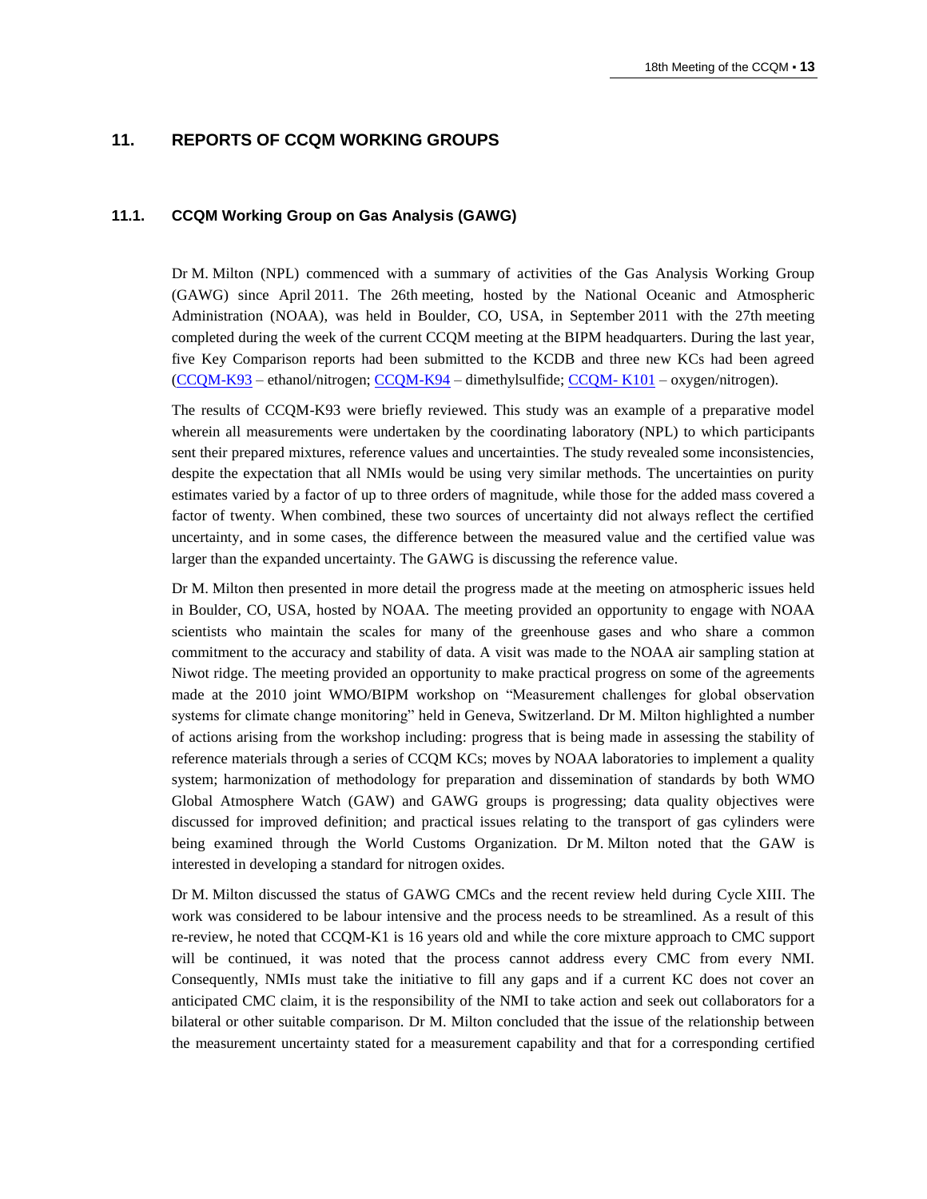## 11. REPORTS OF CCQM WORKING GROUPS

### 11.1. CCQM Working Group on Gas Analysis (GAWG)

Dr M. Milton (NPL) commenced with a summary of activities of the Gas Analysis Working Group (GAWG) since April 2011. The 26th meeting, hosted by the National Oceanic and Atmospheric Administration (NOAA), was held in Boulder, CO, USA, in September 2011 with the 27th meeting completed during the week of the current CCQM meeting at the BIPM headquarters. During the last year, five Key Comparison reports had been submitted to the KCDB and three new KCs had been agreed (CCQM-K93 – ethanol/nitrogen; CCQM-K94 – dimethylsulfide; CCQM- K101 – oxygen/nitrogen).

The results of CCQM-K93 were briefly reviewed. This study was an example of a preparative model wherein all measurements were undertaken by the coordinating laboratory (NPL) to which participants sent their prepared mixtures, reference values and uncertainties. The study revealed some inconsistencies, despite the expectation that all NMIs would be using very similar methods. The uncertainties on purity estimates varied by a factor of up to three orders of magnitude, while those for the added mass covered a factor of twenty. When combined, these two sources of uncertainty did not always reflect the certified uncertainty, and in some cases, the difference between the measured value and the certified value was larger than the expanded uncertainty. The GAWG is discussing the reference value.

Dr M. Milton then presented in more detail the progress made at the meeting on atmospheric issues held in Boulder, CO, USA, hosted by NOAA. The meeting provided an opportunity to engage with NOAA scientists who maintain the scales for many of the greenhouse gases and who share a common commitment to the accuracy and stability of data. A visit was made to the NOAA air sampling station at Niwot ridge. The meeting provided an opportunity to make practical progress on some of the agreements made at the 2010 joint WMO/BIPM workshop on "Measurement challenges for global observation systems for climate change monitoring" held in Geneva, Switzerland. Dr M. Milton highlighted a number of actions arising from the workshop including: progress that is being made in assessing the stability of reference materials through a series of CCQM KCs; moves by NOAA laboratories to implement a quality system; harmonization of methodology for preparation and dissemination of standards by both WMO Global Atmosphere Watch (GAW) and GAWG groups is progressing; data quality objectives were discussed for improved definition; and practical issues relating to the transport of gas cylinders were being examined through the World Customs Organization. Dr M. Milton noted that the GAW is interested in developing a standard for nitrogen oxides.

Dr M. Milton discussed the status of GAWG CMCs and the recent review held during Cycle XIII. The work was considered to be labour intensive and the process needs to be streamlined. As a result of this re-review, he noted that CCQM-K1 is 16 years old and while the core mixture approach to CMC support will be continued, it was noted that the process cannot address every CMC from every NMI. Consequently, NMIs must take the initiative to fill any gaps and if a current KC does not cover an anticipated CMC claim, it is the responsibility of the NMI to take action and seek out collaborators for a bilateral or other suitable comparison. Dr M. Milton concluded that the issue of the relationship between the measurement uncertainty stated for a measurement capability and that for a corresponding certified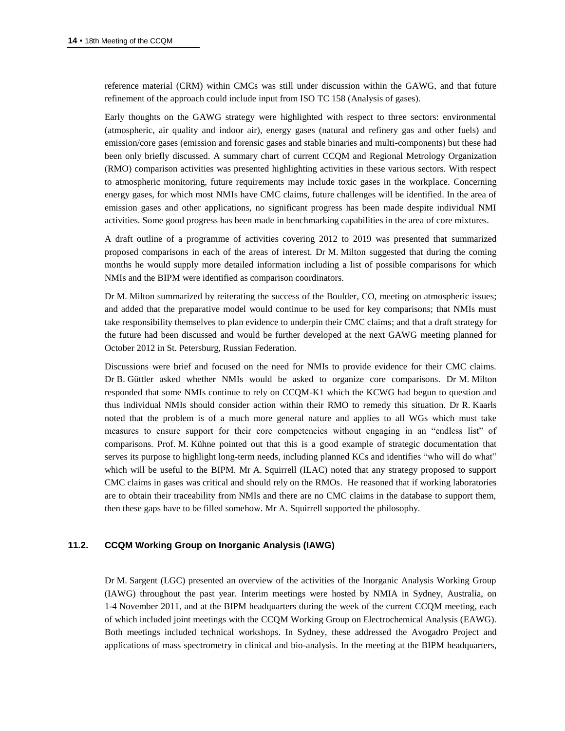reference material (CRM) within CMCs was still under discussion within the GAWG, and that future refinement of the approach could include input from ISO TC 158 (Analysis of gases).

Early thoughts on the GAWG strategy were highlighted with respect to three sectors: environmental (atmospheric, air quality and indoor air), energy gases (natural and refinery gas and other fuels) and emission/core gases (emission and forensic gases and stable binaries and multi-components) but these had been only briefly discussed. A summary chart of current CCQM and Regional Metrology Organization (RMO) comparison activities was presented highlighting activities in these various sectors. With respect to atmospheric monitoring, future requirements may include toxic gases in the workplace. Concerning energy gases, for which most NMIs have CMC claims, future challenges will be identified. In the area of emission gases and other applications, no significant progress has been made despite individual NMI activities. Some good progress has been made in benchmarking capabilities in the area of core mixtures.

A draft outline of a programme of activities covering 2012 to 2019 was presented that summarized proposed comparisons in each of the areas of interest. Dr M. Milton suggested that during the coming months he would supply more detailed information including a list of possible comparisons for which NMIs and the BIPM were identified as comparison coordinators.

Dr M. Milton summarized by reiterating the success of the Boulder, CO, meeting on atmospheric issues; and added that the preparative model would continue to be used for key comparisons; that NMIs must take responsibility themselves to plan evidence to underpin their CMC claims; and that a draft strategy for the future had been discussed and would be further developed at the next GAWG meeting planned for October 2012 in St. Petersburg, Russian Federation.

Discussions were brief and focused on the need for NMIs to provide evidence for their CMC claims. Dr B. Güttler asked whether NMIs would be asked to organize core comparisons. Dr M. Milton responded that some NMIs continue to rely on CCQM-K1 which the KCWG had begun to question and thus individual NMIs should consider action within their RMO to remedy this situation. Dr R. Kaarls noted that the problem is of a much more general nature and applies to all WGs which must take measures to ensure support for their core competencies without engaging in an "endless list" of comparisons. Prof. M. Kühne pointed out that this is a good example of strategic documentation that serves its purpose to highlight long-term needs, including planned KCs and identifies "who will do what" which will be useful to the BIPM. Mr A. Squirrell (ILAC) noted that any strategy proposed to support CMC claims in gases was critical and should rely on the RMOs. He reasoned that if working laboratories are to obtain their traceability from NMIs and there are no CMC claims in the database to support them, then these gaps have to be filled somehow. Mr A. Squirrell supported the philosophy.

### 11.2. CCQM Working Group on Inorganic Analysis (IAWG)

Dr M. Sargent (LGC) presented an overview of the activities of the Inorganic Analysis Working Group (IAWG) throughout the past year. Interim meetings were hosted by NMIA in Sydney, Australia, on 1-4 November 2011, and at the BIPM headquarters during the week of the current CCQM meeting, each of which included joint meetings with the CCQM Working Group on Electrochemical Analysis (EAWG). Both meetings included technical workshops. In Sydney, these addressed the Avogadro Project and applications of mass spectrometry in clinical and bio-analysis. In the meeting at the BIPM headquarters,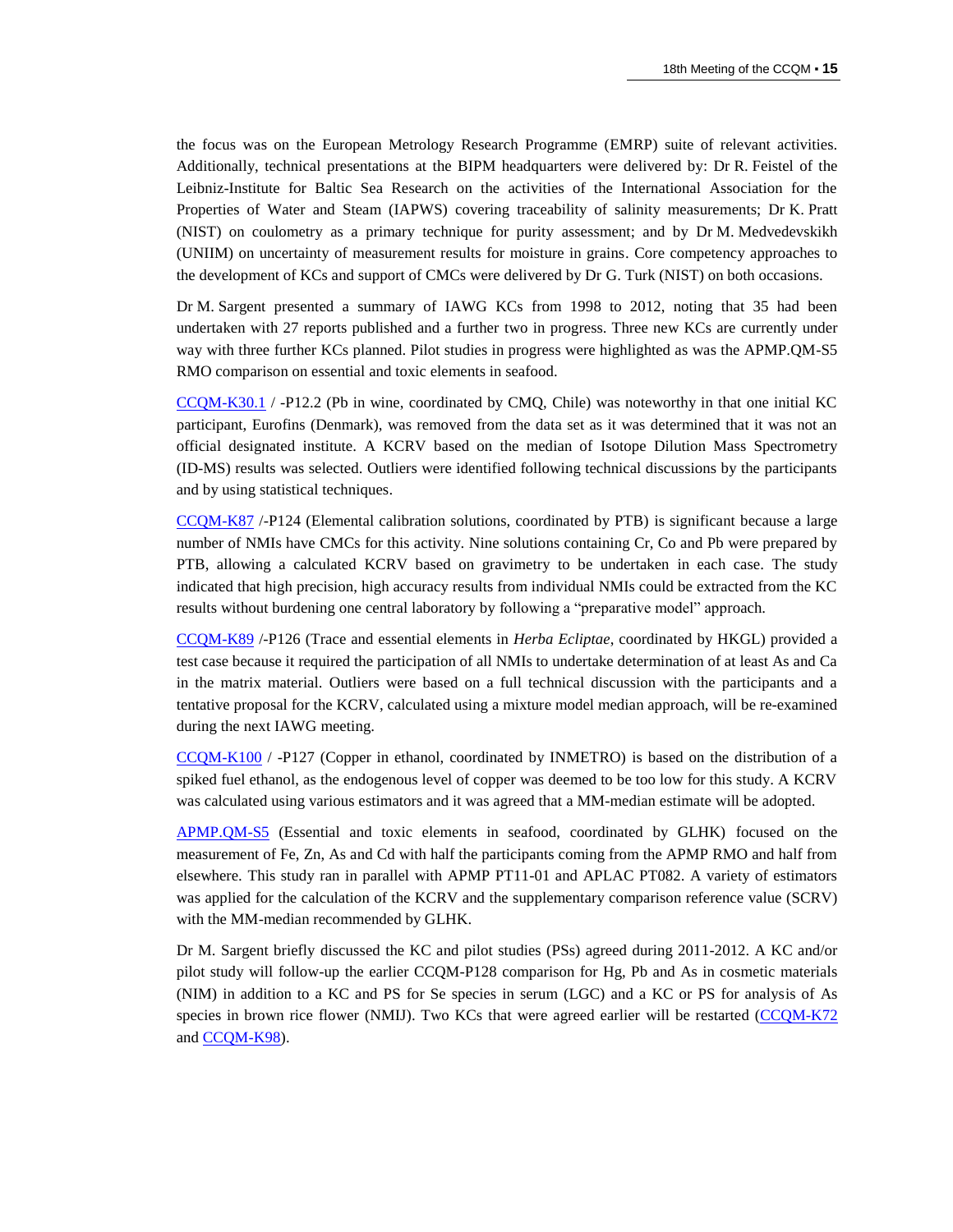the focus was on the European Metrology Research Programme (EMRP) suite of relevant activities. Additionally, technical presentations at the BIPM headquarters were delivered by: Dr R. Feistel of the Leibniz-Institute for Baltic Sea Research on the activities of the International Association for the Properties of Water and Steam (IAPWS) covering traceability of salinity measurements; Dr K. Pratt (NIST) on coulometry as a primary technique for purity assessment; and by Dr M. Medvedevskikh (UNIIM) on uncertainty of measurement results for moisture in grains. Core competency approaches to the development of KCs and support of CMCs were delivered by Dr G. Turk (NIST) on both occasions.

Dr M. Sargent presented a summary of IAWG KCs from 1998 to 2012, noting that 35 had been undertaken with 27 reports published and a further two in progress. Three new KCs are currently under way with three further KCs planned. Pilot studies in progress were highlighted as was the APMP.QM-S5 RMO comparison on essential and toxic elements in seafood.

CCQM-K30.1 / -P12.2 (Pb in wine, coordinated by CMQ, Chile) was noteworthy in that one initial KC participant, Eurofins (Denmark), was removed from the data set as it was determined that it was not an official designated institute. A KCRV based on the median of Isotope Dilution Mass Spectrometry (ID-MS) results was selected. Outliers were identified following technical discussions by the participants and by using statistical techniques.

CCQM-K87 /-P124 (Elemental calibration solutions, coordinated by PTB) is significant because a large number of NMIs have CMCs for this activity. Nine solutions containing Cr, Co and Pb were prepared by PTB, allowing a calculated KCRV based on gravimetry to be undertaken in each case. The study indicated that high precision, high accuracy results from individual NMIs could be extracted from the KC results without burdening one central laboratory by following a "preparative model" approach.

CCQM-K89 /-P126 (Trace and essential elements in *Herba Ecliptae*, coordinated by HKGL) provided a test case because it required the participation of all NMIs to undertake determination of at least As and Ca in the matrix material. Outliers were based on a full technical discussion with the participants and a tentative proposal for the KCRV, calculated using a mixture model median approach, will be re-examined during the next IAWG meeting.

CCQM-K100 / -P127 (Copper in ethanol, coordinated by INMETRO) is based on the distribution of a spiked fuel ethanol, as the endogenous level of copper was deemed to be too low for this study. A KCRV was calculated using various estimators and it was agreed that a MM-median estimate will be adopted.

APMP.QM-S5 (Essential and toxic elements in seafood, coordinated by GLHK) focused on the measurement of Fe, Zn, As and Cd with half the participants coming from the APMP RMO and half from elsewhere. This study ran in parallel with APMP PT11-01 and APLAC PT082. A variety of estimators was applied for the calculation of the KCRV and the supplementary comparison reference value (SCRV) with the MM-median recommended by GLHK.

Dr M. Sargent briefly discussed the KC and pilot studies (PSs) agreed during 2011-2012. A KC and/or pilot study will follow-up the earlier CCQM-P128 comparison for Hg, Pb and As in cosmetic materials (NIM) in addition to a KC and PS for Se species in serum (LGC) and a KC or PS for analysis of As species in brown rice flower (NMIJ). Two KCs that were agreed earlier will be restarted (CCQM-K72 and CCQM-K98).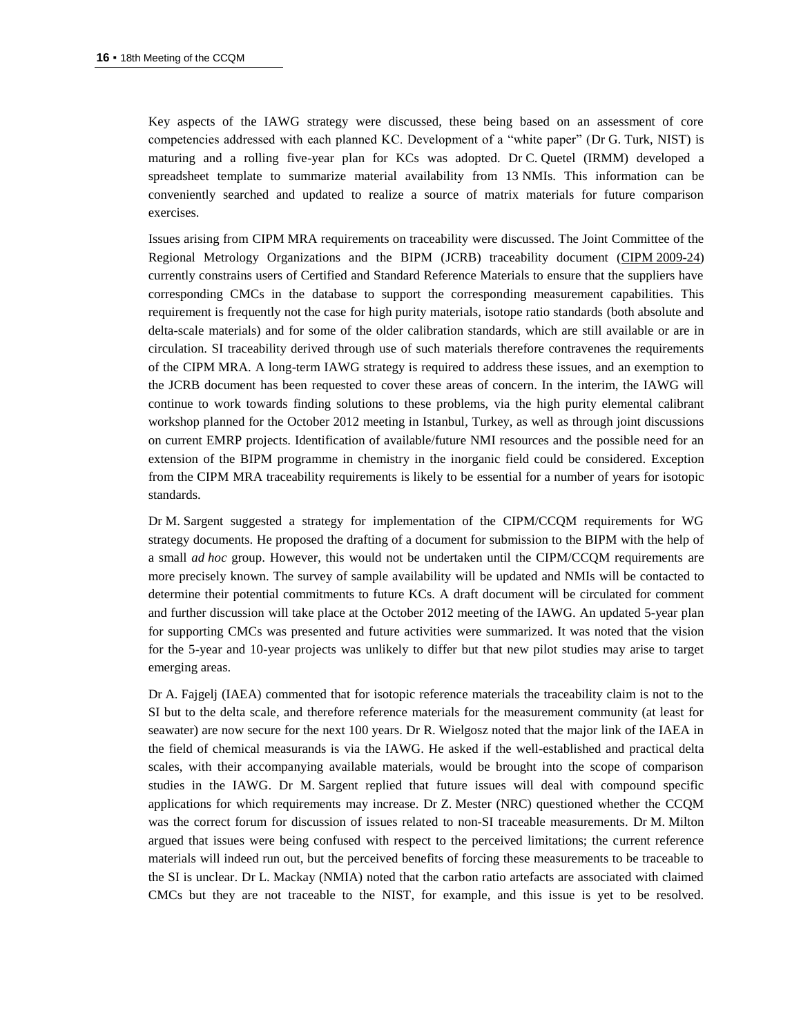Key aspects of the IAWG strategy were discussed, these being based on an assessment of core competencies addressed with each planned KC. Development of a "white paper" (Dr G. Turk, NIST) is maturing and a rolling five-year plan for KCs was adopted. Dr C. Quetel (IRMM) developed a spreadsheet template to summarize material availability from 13 NMIs. This information can be conveniently searched and updated to realize a source of matrix materials for future comparison exercises.

Issues arising from CIPM MRA requirements on traceability were discussed. The Joint Committee of the Regional Metrology Organizations and the BIPM (JCRB) traceability document (CIPM 2009-24) currently constrains users of Certified and Standard Reference Materials to ensure that the suppliers have corresponding CMCs in the database to support the corresponding measurement capabilities. This requirement is frequently not the case for high purity materials, isotope ratio standards (both absolute and delta-scale materials) and for some of the older calibration standards, which are still available or are in circulation. SI traceability derived through use of such materials therefore contravenes the requirements of the CIPM MRA. A long-term IAWG strategy is required to address these issues, and an exemption to the JCRB document has been requested to cover these areas of concern. In the interim, the IAWG will continue to work towards finding solutions to these problems, via the high purity elemental calibrant workshop planned for the October 2012 meeting in Istanbul, Turkey, as well as through joint discussions on current EMRP projects. Identification of available/future NMI resources and the possible need for an extension of the BIPM programme in chemistry in the inorganic field could be considered. Exception from the CIPM MRA traceability requirements is likely to be essential for a number of years for isotopic standards.

Dr M. Sargent suggested a strategy for implementation of the CIPM/CCQM requirements for WG strategy documents. He proposed the drafting of a document for submission to the BIPM with the help of a small *ad hoc* group. However, this would not be undertaken until the CIPM/CCQM requirements are more precisely known. The survey of sample availability will be updated and NMIs will be contacted to determine their potential commitments to future KCs. A draft document will be circulated for comment and further discussion will take place at the October 2012 meeting of the IAWG. An updated 5-year plan for supporting CMCs was presented and future activities were summarized. It was noted that the vision for the 5-year and 10-year projects was unlikely to differ but that new pilot studies may arise to target emerging areas.

Dr A. Fajgelj (IAEA) commented that for isotopic reference materials the traceability claim is not to the SI but to the delta scale, and therefore reference materials for the measurement community (at least for seawater) are now secure for the next 100 years. Dr R. Wielgosz noted that the major link of the IAEA in the field of chemical measurands is via the IAWG. He asked if the well-established and practical delta scales, with their accompanying available materials, would be brought into the scope of comparison studies in the IAWG. Dr M. Sargent replied that future issues will deal with compound specific applications for which requirements may increase. Dr Z. Mester (NRC) questioned whether the CCQM was the correct forum for discussion of issues related to non-SI traceable measurements. Dr M. Milton argued that issues were being confused with respect to the perceived limitations; the current reference materials will indeed run out, but the perceived benefits of forcing these measurements to be traceable to the SI is unclear. Dr L. Mackay (NMIA) noted that the carbon ratio artefacts are associated with claimed CMCs but they are not traceable to the NIST, for example, and this issue is yet to be resolved.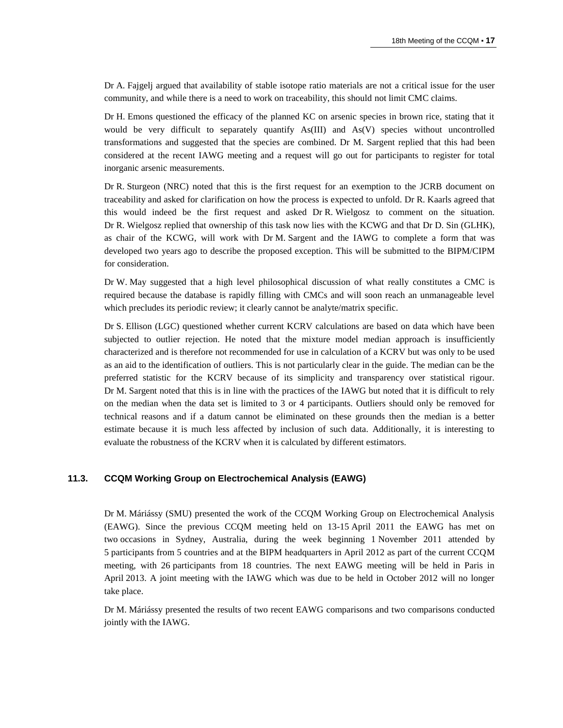Dr A. Fajgelj argued that availability of stable isotope ratio materials are not a critical issue for the user community, and while there is a need to work on traceability, this should not limit CMC claims.

Dr H. Emons questioned the efficacy of the planned KC on arsenic species in brown rice, stating that it would be very difficult to separately quantify As(III) and As(V) species without uncontrolled transformations and suggested that the species are combined. Dr M. Sargent replied that this had been considered at the recent IAWG meeting and a request will go out for participants to register for total inorganic arsenic measurements.

Dr R. Sturgeon (NRC) noted that this is the first request for an exemption to the JCRB document on traceability and asked for clarification on how the process is expected to unfold. Dr R. Kaarls agreed that this would indeed be the first request and asked Dr R. Wielgosz to comment on the situation. Dr R. Wielgosz replied that ownership of this task now lies with the KCWG and that Dr D. Sin (GLHK), as chair of the KCWG, will work with Dr M. Sargent and the IAWG to complete a form that was developed two years ago to describe the proposed exception. This will be submitted to the BIPM/CIPM for consideration.

Dr W. May suggested that a high level philosophical discussion of what really constitutes a CMC is required because the database is rapidly filling with CMCs and will soon reach an unmanageable level which precludes its periodic review; it clearly cannot be analyte/matrix specific.

Dr S. Ellison (LGC) questioned whether current KCRV calculations are based on data which have been subjected to outlier rejection. He noted that the mixture model median approach is insufficiently characterized and is therefore not recommended for use in calculation of a KCRV but was only to be used as an aid to the identification of outliers. This is not particularly clear in the guide. The median can be the preferred statistic for the KCRV because of its simplicity and transparency over statistical rigour. Dr M. Sargent noted that this is in line with the practices of the IAWG but noted that it is difficult to rely on the median when the data set is limited to 3 or 4 participants. Outliers should only be removed for technical reasons and if a datum cannot be eliminated on these grounds then the median is a better estimate because it is much less affected by inclusion of such data. Additionally, it is interesting to evaluate the robustness of the KCRV when it is calculated by different estimators.

### 11.3. CCQM Working Group on Electrochemical Analysis (EAWG)

Dr M. Máriássy (SMU) presented the work of the CCQM Working Group on Electrochemical Analysis (EAWG). Since the previous CCQM meeting held on 13-15 April 2011 the EAWG has met on two occasions in Sydney, Australia, during the week beginning 1 November 2011 attended by 5 participants from 5 countries and at the BIPM headquarters in April 2012 as part of the current CCQM meeting, with 26 participants from 18 countries. The next EAWG meeting will be held in Paris in April 2013. A joint meeting with the IAWG which was due to be held in October 2012 will no longer take place.

Dr M. Máriássy presented the results of two recent EAWG comparisons and two comparisons conducted jointly with the IAWG.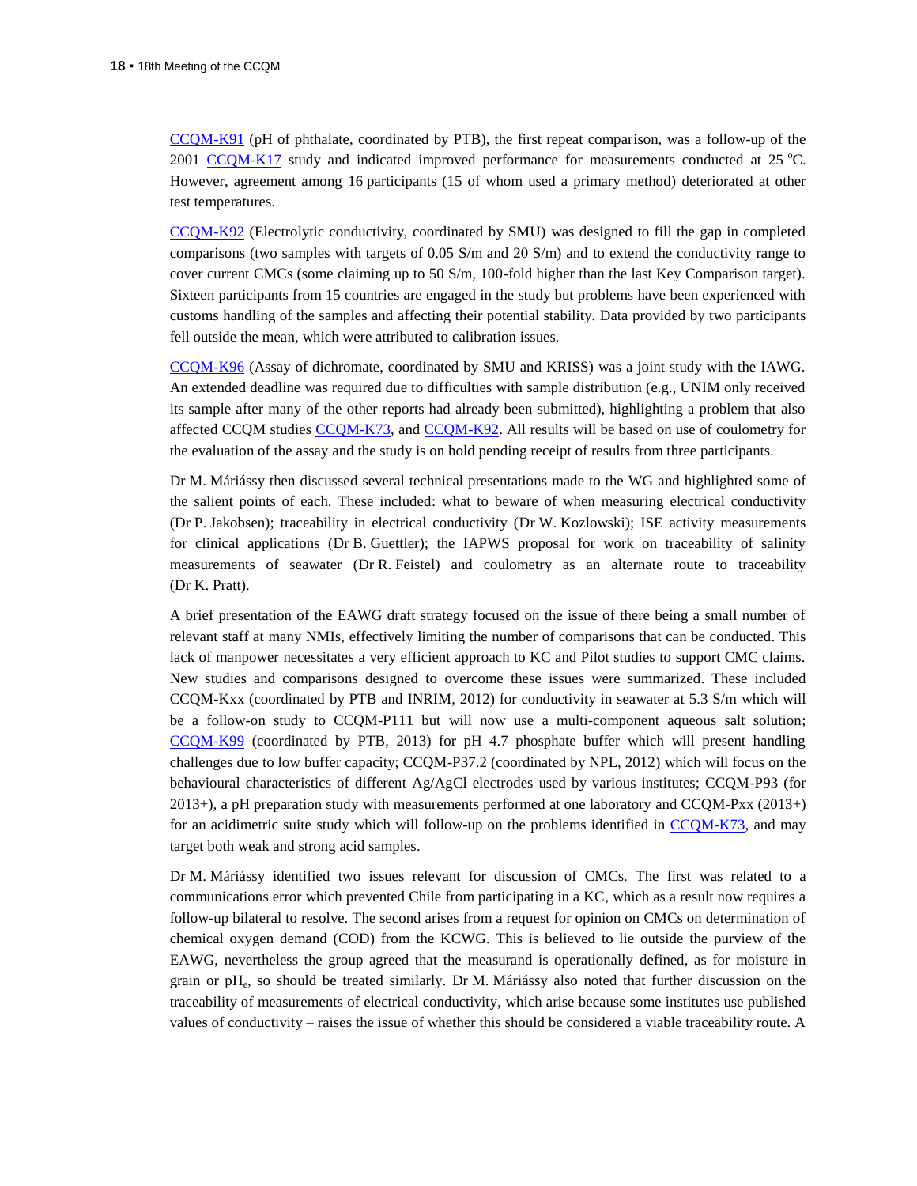CCQM-K91 (pH of phthalate, coordinated by PTB), the first repeat comparison, was a follow-up of the 2001 CCQM-K17 study and indicated improved performance for measurements conducted at 25 °C. However, agreement among 16 participants (15 of whom used a primary method) deteriorated at other test temperatures.

CCQM-K92 (Electrolytic conductivity, coordinated by SMU) was designed to fill the gap in completed comparisons (two samples with targets of 0.05 S/m and 20 S/m) and to extend the conductivity range to cover current CMCs (some claiming up to 50 S/m, 100-fold higher than the last Key Comparison target). Sixteen participants from 15 countries are engaged in the study but problems have been experienced with customs handling of the samples and affecting their potential stability. Data provided by two participants fell outside the mean, which were attributed to calibration issues.

CCQM-K96 (Assay of dichromate, coordinated by SMU and KRISS) was a joint study with the IAWG. An extended deadline was required due to difficulties with sample distribution (e.g., UNIM only received its sample after many of the other reports had already been submitted), highlighting a problem that also affected CCQM studies CCQM-K73, and CCQM-K92. All results will be based on use of coulometry for the evaluation of the assay and the study is on hold pending receipt of results from three participants.

Dr M. Máriássy then discussed several technical presentations made to the WG and highlighted some of the salient points of each. These included: what to beware of when measuring electrical conductivity (Dr P. Jakobsen); traceability in electrical conductivity (Dr W. Kozlowski); ISE activity measurements for clinical applications (Dr B. Guettler); the IAPWS proposal for work on traceability of salinity measurements of seawater (Dr R. Feistel) and coulometry as an alternate route to traceability (Dr K. Pratt).

A brief presentation of the EAWG draft strategy focused on the issue of there being a small number of relevant staff at many NMIs, effectively limiting the number of comparisons that can be conducted. This lack of manpower necessitates a very efficient approach to KC and Pilot studies to support CMC claims. New studies and comparisons designed to overcome these issues were summarized. These included CCQM-Kxx (coordinated by PTB and INRIM, 2012) for conductivity in seawater at 5.3 S/m which will be a follow-on study to CCQM-P111 but will now use a multi-component aqueous salt solution; CCQM-K99 (coordinated by PTB, 2013) for pH 4.7 phosphate buffer which will present handling challenges due to low buffer capacity; CCQM-P37.2 (coordinated by NPL, 2012) which will focus on the behavioural characteristics of different Ag/AgCl electrodes used by various institutes; CCQM-P93 (for 2013+), a pH preparation study with measurements performed at one laboratory and CCQM-Pxx (2013+) for an acidimetric suite study which will follow-up on the problems identified in CCQM-K73, and may target both weak and strong acid samples.

Dr M. Máriássy identified two issues relevant for discussion of CMCs. The first was related to a communications error which prevented Chile from participating in a KC, which as a result now requires a follow-up bilateral to resolve. The second arises from a request for opinion on CMCs on determination of chemical oxygen demand (COD) from the KCWG. This is believed to lie outside the purview of the EAWG, nevertheless the group agreed that the measurand is operationally defined, as for moisture in grain or $pH_e$, so should be treated similarly. Dr M. Máriássy also noted that further discussion on the traceability of measurements of electrical conductivity, which arise because some institutes use published values of conductivity – raises the issue of whether this should be considered a viable traceability route. A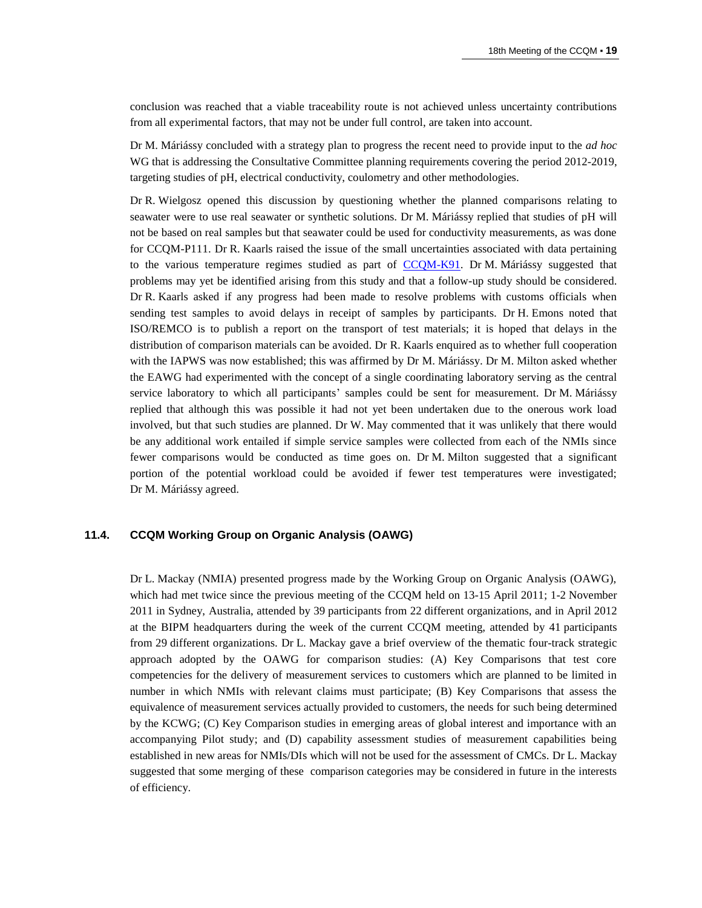conclusion was reached that a viable traceability route is not achieved unless uncertainty contributions from all experimental factors, that may not be under full control, are taken into account.

Dr M. Máriássy concluded with a strategy plan to progress the recent need to provide input to the *ad hoc* WG that is addressing the Consultative Committee planning requirements covering the period 2012-2019, targeting studies of pH, electrical conductivity, coulometry and other methodologies.

Dr R. Wielgosz opened this discussion by questioning whether the planned comparisons relating to seawater were to use real seawater or synthetic solutions. Dr M. Máriássy replied that studies of pH will not be based on real samples but that seawater could be used for conductivity measurements, as was done for CCQM-P111. Dr R. Kaarls raised the issue of the small uncertainties associated with data pertaining to the various temperature regimes studied as part of CCQM-K91. Dr M. Máriássy suggested that problems may yet be identified arising from this study and that a follow-up study should be considered. Dr R. Kaarls asked if any progress had been made to resolve problems with customs officials when sending test samples to avoid delays in receipt of samples by participants. Dr H. Emons noted that ISO/REMCO is to publish a report on the transport of test materials; it is hoped that delays in the distribution of comparison materials can be avoided. Dr R. Kaarls enquired as to whether full cooperation with the IAPWS was now established; this was affirmed by Dr M. Máriássy. Dr M. Milton asked whether the EAWG had experimented with the concept of a single coordinating laboratory serving as the central service laboratory to which all participants' samples could be sent for measurement. Dr M. Máriássy replied that although this was possible it had not yet been undertaken due to the onerous work load involved, but that such studies are planned. Dr W. May commented that it was unlikely that there would be any additional work entailed if simple service samples were collected from each of the NMIs since fewer comparisons would be conducted as time goes on. Dr M. Milton suggested that a significant portion of the potential workload could be avoided if fewer test temperatures were investigated; Dr M. Máriássy agreed.

### 11.4. CCQM Working Group on Organic Analysis (OAWG)

Dr L. Mackay (NMIA) presented progress made by the Working Group on Organic Analysis (OAWG), which had met twice since the previous meeting of the CCQM held on 13-15 April 2011; 1-2 November 2011 in Sydney, Australia, attended by 39 participants from 22 different organizations, and in April 2012 at the BIPM headquarters during the week of the current CCQM meeting, attended by 41 participants from 29 different organizations. Dr L. Mackay gave a brief overview of the thematic four-track strategic approach adopted by the OAWG for comparison studies: (A) Key Comparisons that test core competencies for the delivery of measurement services to customers which are planned to be limited in number in which NMIs with relevant claims must participate; (B) Key Comparisons that assess the equivalence of measurement services actually provided to customers, the needs for such being determined by the KCWG; (C) Key Comparison studies in emerging areas of global interest and importance with an accompanying Pilot study; and (D) capability assessment studies of measurement capabilities being established in new areas for NMIs/DIs which will not be used for the assessment of CMCs. Dr L. Mackay suggested that some merging of these comparison categories may be considered in future in the interests of efficiency.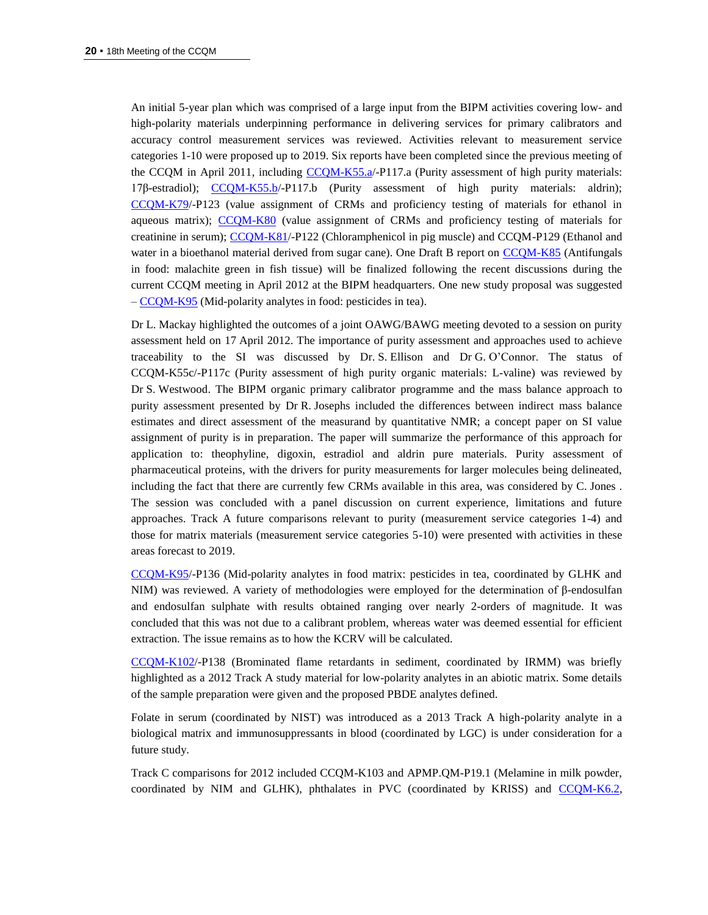An initial 5-year plan which was comprised of a large input from the BIPM activities covering low- and high-polarity materials underpinning performance in delivering services for primary calibrators and accuracy control measurement services was reviewed. Activities relevant to measurement service categories 1-10 were proposed up to 2019. Six reports have been completed since the previous meeting of the CCQM in April 2011, including CCQM-K55.a/-P117.a (Purity assessment of high purity materials: 17β-estradiol); CCQM-K55.b/-P117.b (Purity assessment of high purity materials: aldrin); CCQM-K79/-P123 (value assignment of CRMs and proficiency testing of materials for ethanol in aqueous matrix); CCQM-K80 (value assignment of CRMs and proficiency testing of materials for creatinine in serum); CCQM-K81/-P122 (Chloramphenicol in pig muscle) and CCQM-P129 (Ethanol and water in a bioethanol material derived from sugar cane). One Draft B report on CCQM-K85 (Antifungals in food: malachite green in fish tissue) will be finalized following the recent discussions during the current CCQM meeting in April 2012 at the BIPM headquarters. One new study proposal was suggested – CCQM-K95 (Mid-polarity analytes in food: pesticides in tea).

Dr L. Mackay highlighted the outcomes of a joint OAWG/BAWG meeting devoted to a session on purity assessment held on 17 April 2012. The importance of purity assessment and approaches used to achieve traceability to the SI was discussed by Dr. S. Ellison and Dr G. O'Connor. The status of CCQM-K55c/-P117c (Purity assessment of high purity organic materials: L-valine) was reviewed by Dr S. Westwood. The BIPM organic primary calibrator programme and the mass balance approach to purity assessment presented by Dr R. Josephs included the differences between indirect mass balance estimates and direct assessment of the measurand by quantitative NMR; a concept paper on SI value assignment of purity is in preparation. The paper will summarize the performance of this approach for application to: theophyline, digoxin, estradiol and aldrin pure materials. Purity assessment of pharmaceutical proteins, with the drivers for purity measurements for larger molecules being delineated, including the fact that there are currently few CRMs available in this area, was considered by C. Jones . The session was concluded with a panel discussion on current experience, limitations and future approaches. Track A future comparisons relevant to purity (measurement service categories 1-4) and those for matrix materials (measurement service categories 5-10) were presented with activities in these areas forecast to 2019.

CCQM-K95/-P136 (Mid-polarity analytes in food matrix: pesticides in tea, coordinated by GLHK and NIM) was reviewed. A variety of methodologies were employed for the determination of β-endosulfan and endosulfan sulphate with results obtained ranging over nearly 2-orders of magnitude. It was concluded that this was not due to a calibrant problem, whereas water was deemed essential for efficient extraction. The issue remains as to how the KCRV will be calculated.

CCQM-K102/-P138 (Brominated flame retardants in sediment, coordinated by IRMM) was briefly highlighted as a 2012 Track A study material for low-polarity analytes in an abiotic matrix. Some details of the sample preparation were given and the proposed PBDE analytes defined.

Folate in serum (coordinated by NIST) was introduced as a 2013 Track A high-polarity analyte in a biological matrix and immunosuppressants in blood (coordinated by LGC) is under consideration for a future study.

Track C comparisons for 2012 included CCQM-K103 and APMP.QM-P19.1 (Melamine in milk powder, coordinated by NIM and GLHK), phthalates in PVC (coordinated by KRISS) and CCQM-K6.2,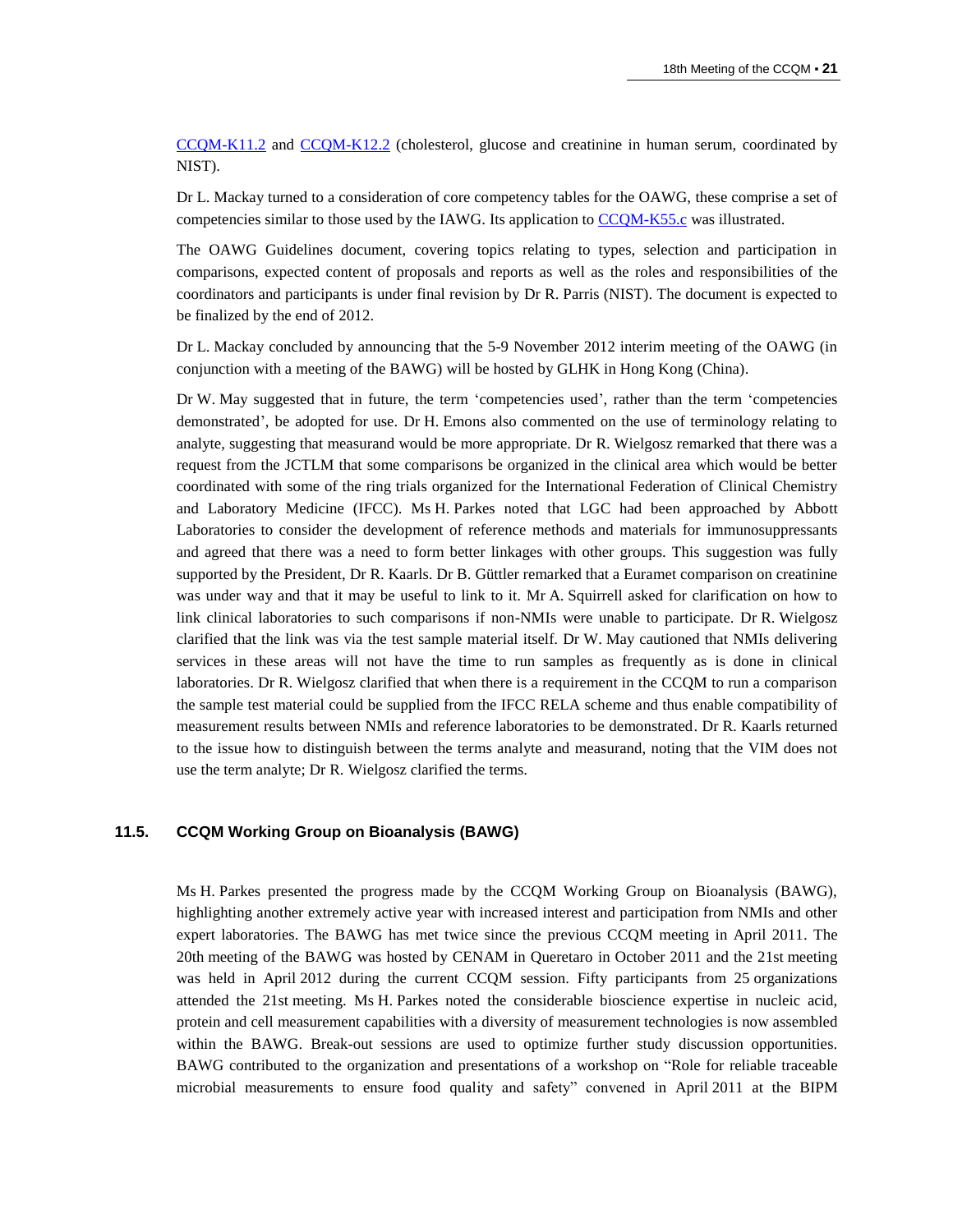CCQM-K11.2 and CCQM-K12.2 (cholesterol, glucose and creatinine in human serum, coordinated by NIST).

Dr L. Mackay turned to a consideration of core competency tables for the OAWG, these comprise a set of competencies similar to those used by the IAWG. Its application to CCQM-K55.c was illustrated.

The OAWG Guidelines document, covering topics relating to types, selection and participation in comparisons, expected content of proposals and reports as well as the roles and responsibilities of the coordinators and participants is under final revision by Dr R. Parris (NIST). The document is expected to be finalized by the end of 2012.

Dr L. Mackay concluded by announcing that the 5-9 November 2012 interim meeting of the OAWG (in conjunction with a meeting of the BAWG) will be hosted by GLHK in Hong Kong (China).

Dr W. May suggested that in future, the term 'competencies used', rather than the term 'competencies demonstrated', be adopted for use. Dr H. Emons also commented on the use of terminology relating to analyte, suggesting that measurand would be more appropriate. Dr R. Wielgosz remarked that there was a request from the JCTLM that some comparisons be organized in the clinical area which would be better coordinated with some of the ring trials organized for the International Federation of Clinical Chemistry and Laboratory Medicine (IFCC). Ms H. Parkes noted that LGC had been approached by Abbott Laboratories to consider the development of reference methods and materials for immunosuppressants and agreed that there was a need to form better linkages with other groups. This suggestion was fully supported by the President, Dr R. Kaarls. Dr B. Güttler remarked that a Euramet comparison on creatinine was under way and that it may be useful to link to it. Mr A. Squirrell asked for clarification on how to link clinical laboratories to such comparisons if non-NMIs were unable to participate. Dr R. Wielgosz clarified that the link was via the test sample material itself. Dr W. May cautioned that NMIs delivering services in these areas will not have the time to run samples as frequently as is done in clinical laboratories. Dr R. Wielgosz clarified that when there is a requirement in the CCQM to run a comparison the sample test material could be supplied from the IFCC RELA scheme and thus enable compatibility of measurement results between NMIs and reference laboratories to be demonstrated. Dr R. Kaarls returned to the issue how to distinguish between the terms analyte and measurand, noting that the VIM does not use the term analyte; Dr R. Wielgosz clarified the terms.

### 11.5. CCQM Working Group on Bioanalysis (BAWG)

Ms H. Parkes presented the progress made by the CCQM Working Group on Bioanalysis (BAWG), highlighting another extremely active year with increased interest and participation from NMIs and other expert laboratories. The BAWG has met twice since the previous CCQM meeting in April 2011. The 20th meeting of the BAWG was hosted by CENAM in Queretaro in October 2011 and the 21st meeting was held in April 2012 during the current CCQM session. Fifty participants from 25 organizations attended the 21st meeting. Ms H. Parkes noted the considerable bioscience expertise in nucleic acid, protein and cell measurement capabilities with a diversity of measurement technologies is now assembled within the BAWG. Break-out sessions are used to optimize further study discussion opportunities. BAWG contributed to the organization and presentations of a workshop on "Role for reliable traceable microbial measurements to ensure food quality and safety" convened in April 2011 at the BIPM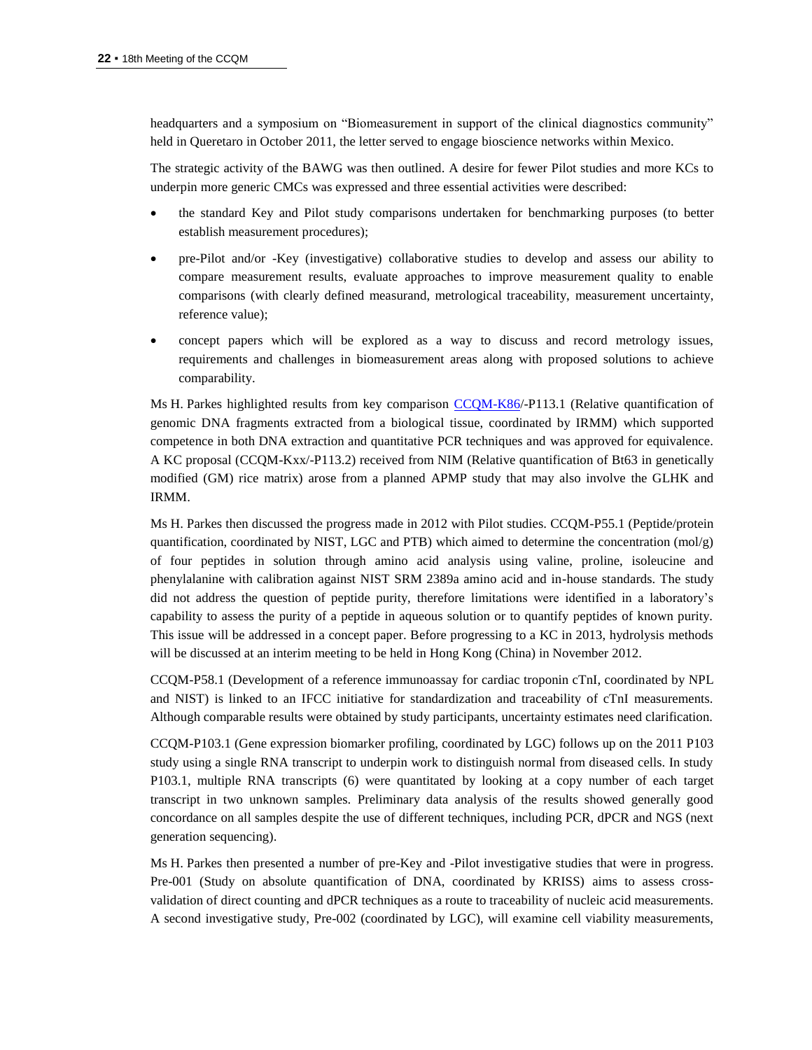headquarters and a symposium on “Biomeasurement in support of the clinical diagnostics community” held in Queretaro in October 2011, the letter served to engage bioscience networks within Mexico.

The strategic activity of the BAWG was then outlined. A desire for fewer Pilot studies and more KCs to underpin more generic CMCs was expressed and three essential activities were described:

- the standard Key and Pilot study comparisons undertaken for benchmarking purposes (to better establish measurement procedures);
- pre-Pilot and/or -Key (investigative) collaborative studies to develop and assess our ability to compare measurement results, evaluate approaches to improve measurement quality to enable comparisons (with clearly defined measurand, metrological traceability, measurement uncertainty, reference value);
- concept papers which will be explored as a way to discuss and record metrology issues, requirements and challenges in biomeasurement areas along with proposed solutions to achieve comparability.

Ms H. Parkes highlighted results from key comparison CCQM-K86/-P113.1 (Relative quantification of genomic DNA fragments extracted from a biological tissue, coordinated by IRMM) which supported competence in both DNA extraction and quantitative PCR techniques and was approved for equivalence. A KC proposal (CCQM-Kxx/-P113.2) received from NIM (Relative quantification of Bt63 in genetically modified (GM) rice matrix) arose from a planned APMP study that may also involve the GLHK and IRMM.

Ms H. Parkes then discussed the progress made in 2012 with Pilot studies. CCQM-P55.1 (Peptide/protein quantification, coordinated by NIST, LGC and PTB) which aimed to determine the concentration (mol/g) of four peptides in solution through amino acid analysis using valine, proline, isoleucine and phenylalanine with calibration against NIST SRM 2389a amino acid and in-house standards. The study did not address the question of peptide purity, therefore limitations were identified in a laboratory’s capability to assess the purity of a peptide in aqueous solution or to quantify peptides of known purity. This issue will be addressed in a concept paper. Before progressing to a KC in 2013, hydrolysis methods will be discussed at an interim meeting to be held in Hong Kong (China) in November 2012.

CCQM-P58.1 (Development of a reference immunoassay for cardiac troponin cTnI, coordinated by NPL and NIST) is linked to an IFCC initiative for standardization and traceability of cTnI measurements. Although comparable results were obtained by study participants, uncertainty estimates need clarification.

CCQM-P103.1 (Gene expression biomarker profiling, coordinated by LGC) follows up on the 2011 P103 study using a single RNA transcript to underpin work to distinguish normal from diseased cells. In study P103.1, multiple RNA transcripts (6) were quantitated by looking at a copy number of each target transcript in two unknown samples. Preliminary data analysis of the results showed generally good concordance on all samples despite the use of different techniques, including PCR, dPCR and NGS (next generation sequencing).

Ms H. Parkes then presented a number of pre-Key and -Pilot investigative studies that were in progress. Pre-001 (Study on absolute quantification of DNA, coordinated by KRISS) aims to assess cross-validation of direct counting and dPCR techniques as a route to traceability of nucleic acid measurements. A second investigative study, Pre-002 (coordinated by LGC), will examine cell viability measurements,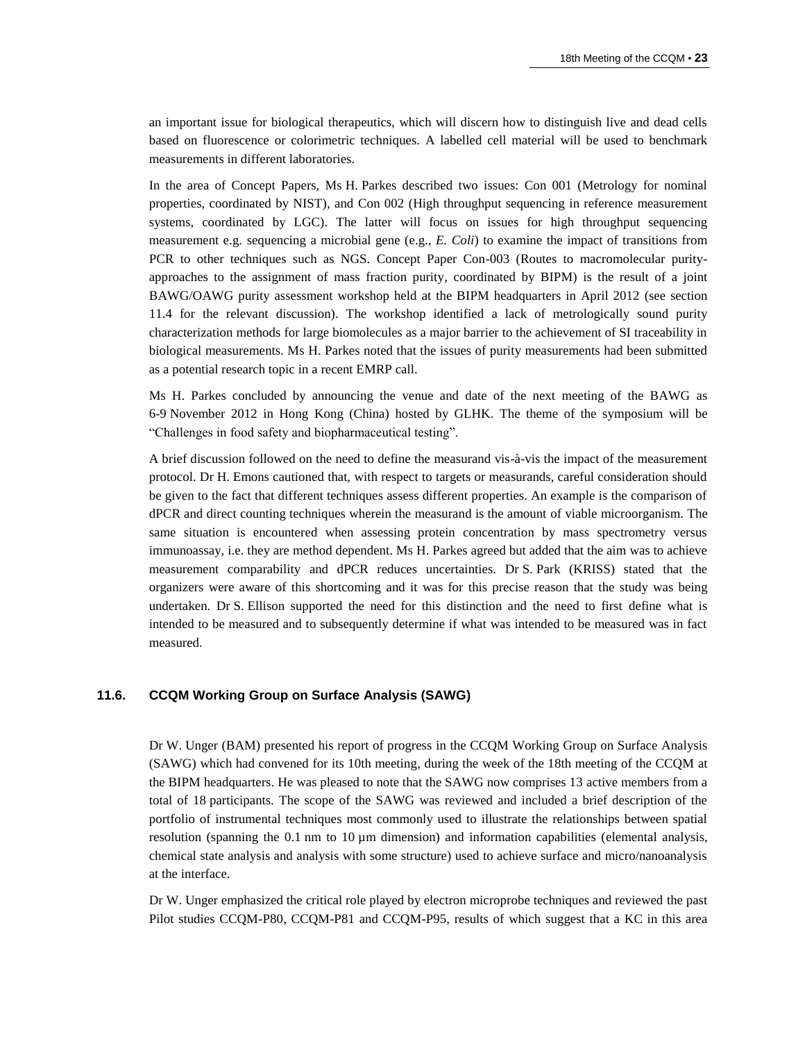an important issue for biological therapeutics, which will discern how to distinguish live and dead cells based on fluorescence or colorimetric techniques. A labelled cell material will be used to benchmark measurements in different laboratories.

In the area of Concept Papers, Ms H. Parkes described two issues: Con 001 (Metrology for nominal properties, coordinated by NIST), and Con 002 (High throughput sequencing in reference measurement systems, coordinated by LGC). The latter will focus on issues for high throughput sequencing measurement e.g. sequencing a microbial gene (e.g., *E. Coli*) to examine the impact of transitions from PCR to other techniques such as NGS. Concept Paper Con-003 (Routes to macromolecular purity-approaches to the assignment of mass fraction purity, coordinated by BIPM) is the result of a joint BAWG/OAWG purity assessment workshop held at the BIPM headquarters in April 2012 (see section 11.4 for the relevant discussion). The workshop identified a lack of metrologically sound purity characterization methods for large biomolecules as a major barrier to the achievement of SI traceability in biological measurements. Ms H. Parkes noted that the issues of purity measurements had been submitted as a potential research topic in a recent EMRP call.

Ms H. Parkes concluded by announcing the venue and date of the next meeting of the BAWG as 6-9 November 2012 in Hong Kong (China) hosted by GLHK. The theme of the symposium will be "Challenges in food safety and biopharmaceutical testing".

A brief discussion followed on the need to define the measurand vis-à-vis the impact of the measurement protocol. Dr H. Emons cautioned that, with respect to targets or measurands, careful consideration should be given to the fact that different techniques assess different properties. An example is the comparison of dPCR and direct counting techniques wherein the measurand is the amount of viable microorganism. The same situation is encountered when assessing protein concentration by mass spectrometry versus immunoassay, i.e. they are method dependent. Ms H. Parkes agreed but added that the aim was to achieve measurement comparability and dPCR reduces uncertainties. Dr S. Park (KRISS) stated that the organizers were aware of this shortcoming and it was for this precise reason that the study was being undertaken. Dr S. Ellison supported the need for this distinction and the need to first define what is intended to be measured and to subsequently determine if what was intended to be measured was in fact measured.

## 11.6. CCQM Working Group on Surface Analysis (SAWG)

Dr W. Unger (BAM) presented his report of progress in the CCQM Working Group on Surface Analysis (SAWG) which had convened for its 10th meeting, during the week of the 18th meeting of the CCQM at the BIPM headquarters. He was pleased to note that the SAWG now comprises 13 active members from a total of 18 participants. The scope of the SAWG was reviewed and included a brief description of the portfolio of instrumental techniques most commonly used to illustrate the relationships between spatial resolution (spanning the 0.1 nm to 10 µm dimension) and information capabilities (elemental analysis, chemical state analysis and analysis with some structure) used to achieve surface and micro/nanoanalysis at the interface.

Dr W. Unger emphasized the critical role played by electron microprobe techniques and reviewed the past Pilot studies CCQM-P80, CCQM-P81 and CCQM-P95, results of which suggest that a KC in this area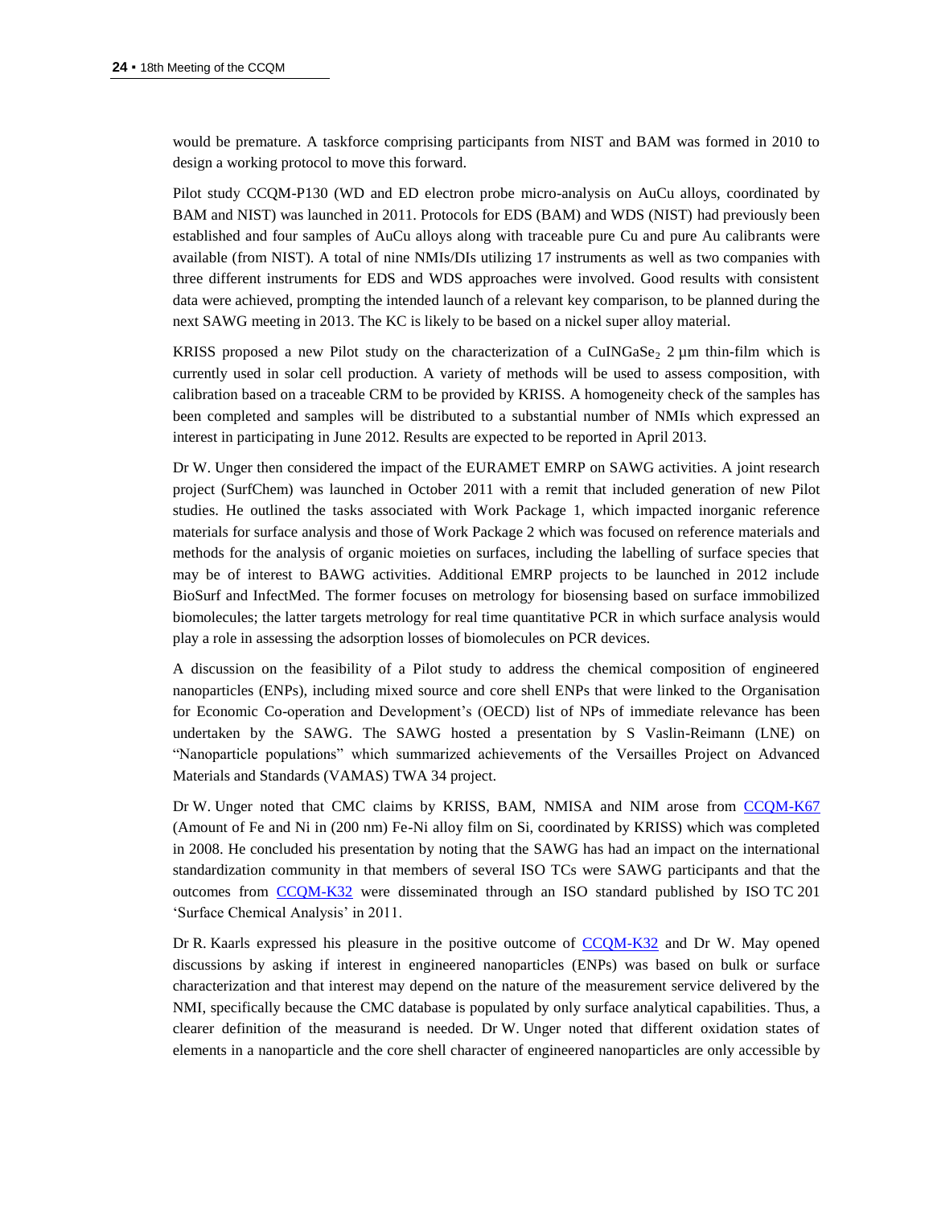would be premature. A taskforce comprising participants from NIST and BAM was formed in 2010 to design a working protocol to move this forward.

Pilot study CCQM-P130 (WD and ED electron probe micro-analysis on AuCu alloys, coordinated by BAM and NIST) was launched in 2011. Protocols for EDS (BAM) and WDS (NIST) had previously been established and four samples of AuCu alloys along with traceable pure Cu and pure Au calibrants were available (from NIST). A total of nine NMIs/DIs utilizing 17 instruments as well as two companies with three different instruments for EDS and WDS approaches were involved. Good results with consistent data were achieved, prompting the intended launch of a relevant key comparison, to be planned during the next SAWG meeting in 2013. The KC is likely to be based on a nickel super alloy material.

KRISS proposed a new Pilot study on the characterization of a $CuINGaSe_2$ 2 µm thin-film which is currently used in solar cell production. A variety of methods will be used to assess composition, with calibration based on a traceable CRM to be provided by KRISS. A homogeneity check of the samples has been completed and samples will be distributed to a substantial number of NMIs which expressed an interest in participating in June 2012. Results are expected to be reported in April 2013.

Dr W. Unger then considered the impact of the EURAMET EMRP on SAWG activities. A joint research project (SurfChem) was launched in October 2011 with a remit that included generation of new Pilot studies. He outlined the tasks associated with Work Package 1, which impacted inorganic reference materials for surface analysis and those of Work Package 2 which was focused on reference materials and methods for the analysis of organic moieties on surfaces, including the labelling of surface species that may be of interest to BAWG activities. Additional EMRP projects to be launched in 2012 include BioSurf and InfectMed. The former focuses on metrology for biosensing based on surface immobilized biomolecules; the latter targets metrology for real time quantitative PCR in which surface analysis would play a role in assessing the adsorption losses of biomolecules on PCR devices.

A discussion on the feasibility of a Pilot study to address the chemical composition of engineered nanoparticles (ENPs), including mixed source and core shell ENPs that were linked to the Organisation for Economic Co-operation and Development's (OECD) list of NPs of immediate relevance has been undertaken by the SAWG. The SAWG hosted a presentation by S Vaslin-Reimann (LNE) on "Nanoparticle populations" which summarized achievements of the Versailles Project on Advanced Materials and Standards (VAMAS) TWA 34 project.

Dr W. Unger noted that CMC claims by KRISS, BAM, NMISA and NIM arose from CCQM-K67 (Amount of Fe and Ni in (200 nm) Fe-Ni alloy film on Si, coordinated by KRISS) which was completed in 2008. He concluded his presentation by noting that the SAWG has had an impact on the international standardization community in that members of several ISO TCs were SAWG participants and that the outcomes from CCQM-K32 were disseminated through an ISO standard published by ISO TC 201 'Surface Chemical Analysis' in 2011.

Dr R. Kaarls expressed his pleasure in the positive outcome of CCQM-K32 and Dr W. May opened discussions by asking if interest in engineered nanoparticles (ENPs) was based on bulk or surface characterization and that interest may depend on the nature of the measurement service delivered by the NMI, specifically because the CMC database is populated by only surface analytical capabilities. Thus, a clearer definition of the measurand is needed. Dr W. Unger noted that different oxidation states of elements in a nanoparticle and the core shell character of engineered nanoparticles are only accessible by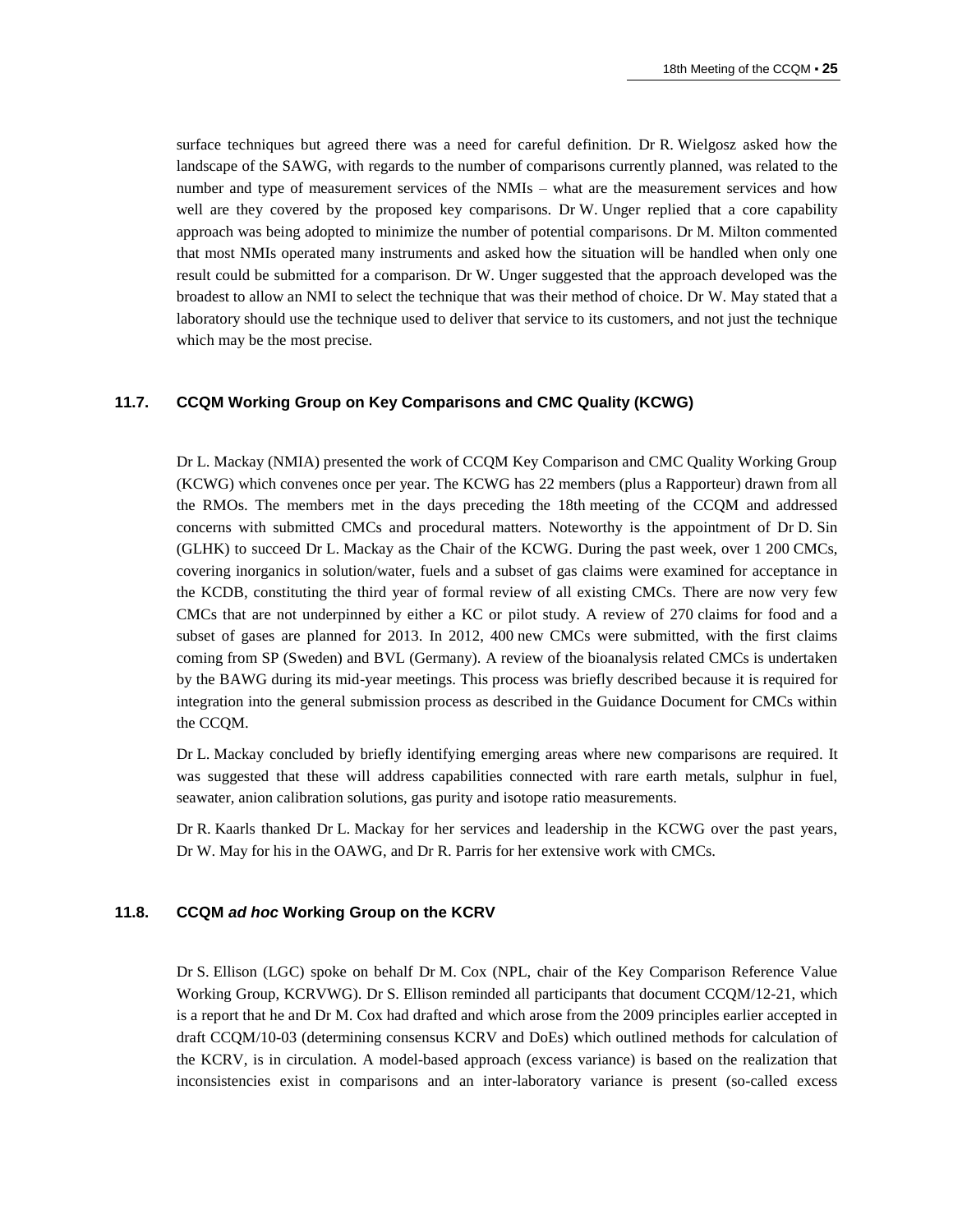surface techniques but agreed there was a need for careful definition. Dr R. Wielgosz asked how the landscape of the SAWG, with regards to the number of comparisons currently planned, was related to the number and type of measurement services of the NMIs – what are the measurement services and how well are they covered by the proposed key comparisons. Dr W. Unger replied that a core capability approach was being adopted to minimize the number of potential comparisons. Dr M. Milton commented that most NMIs operated many instruments and asked how the situation will be handled when only one result could be submitted for a comparison. Dr W. Unger suggested that the approach developed was the broadest to allow an NMI to select the technique that was their method of choice. Dr W. May stated that a laboratory should use the technique used to deliver that service to its customers, and not just the technique which may be the most precise.

### 11.7. CCQM Working Group on Key Comparisons and CMC Quality (KCWG)

Dr L. Mackay (NMIA) presented the work of CCQM Key Comparison and CMC Quality Working Group (KCWG) which convenes once per year. The KCWG has 22 members (plus a Rapporteur) drawn from all the RMOs. The members met in the days preceding the 18th meeting of the CCQM and addressed concerns with submitted CMCs and procedural matters. Noteworthy is the appointment of Dr D. Sin (GLHK) to succeed Dr L. Mackay as the Chair of the KCWG. During the past week, over 1 200 CMCs, covering inorganics in solution/water, fuels and a subset of gas claims were examined for acceptance in the KCDB, constituting the third year of formal review of all existing CMCs. There are now very few CMCs that are not underpinned by either a KC or pilot study. A review of 270 claims for food and a subset of gases are planned for 2013. In 2012, 400 new CMCs were submitted, with the first claims coming from SP (Sweden) and BVL (Germany). A review of the bioanalysis related CMCs is undertaken by the BAWG during its mid-year meetings. This process was briefly described because it is required for integration into the general submission process as described in the Guidance Document for CMCs within the CCQM.

Dr L. Mackay concluded by briefly identifying emerging areas where new comparisons are required. It was suggested that these will address capabilities connected with rare earth metals, sulphur in fuel, seawater, anion calibration solutions, gas purity and isotope ratio measurements.

Dr R. Kaarls thanked Dr L. Mackay for her services and leadership in the KCWG over the past years, Dr W. May for his in the OAWG, and Dr R. Parris for her extensive work with CMCs.

### 11.8. CCQM *ad hoc* Working Group on the KCRV

Dr S. Ellison (LGC) spoke on behalf Dr M. Cox (NPL, chair of the Key Comparison Reference Value Working Group, KCRVWG). Dr S. Ellison reminded all participants that document CCQM/12-21, which is a report that he and Dr M. Cox had drafted and which arose from the 2009 principles earlier accepted in draft CCQM/10-03 (determining consensus KCRV and DoEs) which outlined methods for calculation of the KCRV, is in circulation. A model-based approach (excess variance) is based on the realization that inconsistencies exist in comparisons and an inter-laboratory variance is present (so-called excess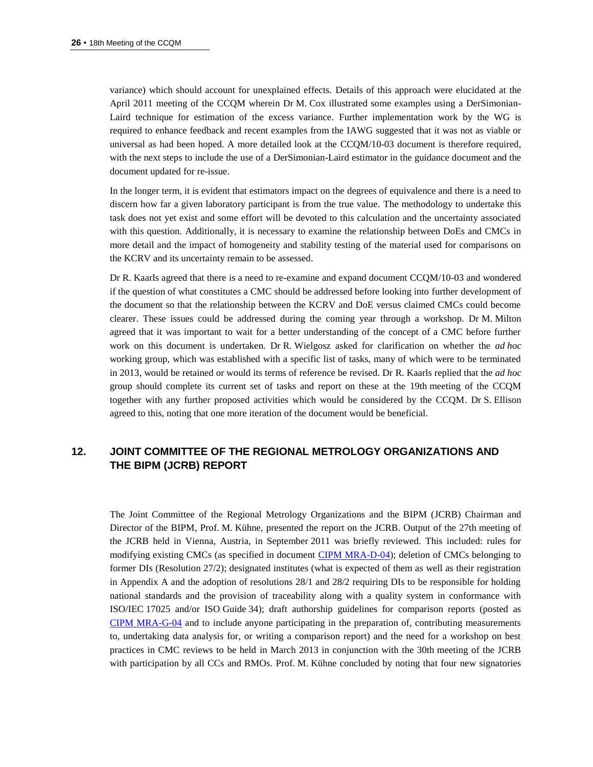variance) which should account for unexplained effects. Details of this approach were elucidated at the April 2011 meeting of the CCQM wherein Dr M. Cox illustrated some examples using a DerSimonian-Laird technique for estimation of the excess variance. Further implementation work by the WG is required to enhance feedback and recent examples from the IAWG suggested that it was not as viable or universal as had been hoped. A more detailed look at the CCQM/10-03 document is therefore required, with the next steps to include the use of a DerSimonian-Laird estimator in the guidance document and the document updated for re-issue.

In the longer term, it is evident that estimators impact on the degrees of equivalence and there is a need to discern how far a given laboratory participant is from the true value. The methodology to undertake this task does not yet exist and some effort will be devoted to this calculation and the uncertainty associated with this question. Additionally, it is necessary to examine the relationship between DoEs and CMCs in more detail and the impact of homogeneity and stability testing of the material used for comparisons on the KCRV and its uncertainty remain to be assessed.

Dr R. Kaarls agreed that there is a need to re-examine and expand document CCQM/10-03 and wondered if the question of what constitutes a CMC should be addressed before looking into further development of the document so that the relationship between the KCRV and DoE versus claimed CMCs could become clearer. These issues could be addressed during the coming year through a workshop. Dr M. Milton agreed that it was important to wait for a better understanding of the concept of a CMC before further work on this document is undertaken. Dr R. Wielgosz asked for clarification on whether the *ad hoc* working group, which was established with a specific list of tasks, many of which were to be terminated in 2013, would be retained or would its terms of reference be revised. Dr R. Kaarls replied that the *ad hoc* group should complete its current set of tasks and report on these at the 19th meeting of the CCQM together with any further proposed activities which would be considered by the CCQM. Dr S. Ellison agreed to this, noting that one more iteration of the document would be beneficial.

## 12. JOINT COMMITTEE OF THE REGIONAL METROLOGY ORGANIZATIONS AND THE BIPM (JCRB) REPORT

The Joint Committee of the Regional Metrology Organizations and the BIPM (JCRB) Chairman and Director of the BIPM, Prof. M. Kühne, presented the report on the JCRB. Output of the 27th meeting of the JCRB held in Vienna, Austria, in September 2011 was briefly reviewed. This included: rules for modifying existing CMCs (as specified in document CIPM MRA-D-04); deletion of CMCs belonging to former DIs (Resolution 27/2); designated institutes (what is expected of them as well as their registration in Appendix A and the adoption of resolutions 28/1 and 28/2 requiring DIs to be responsible for holding national standards and the provision of traceability along with a quality system in conformance with ISO/IEC 17025 and/or ISO Guide 34); draft authorship guidelines for comparison reports (posted as CIPM MRA-G-04 and to include anyone participating in the preparation of, contributing measurements to, undertaking data analysis for, or writing a comparison report) and the need for a workshop on best practices in CMC reviews to be held in March 2013 in conjunction with the 30th meeting of the JCRB with participation by all CCs and RMOs. Prof. M. Kühne concluded by noting that four new signatories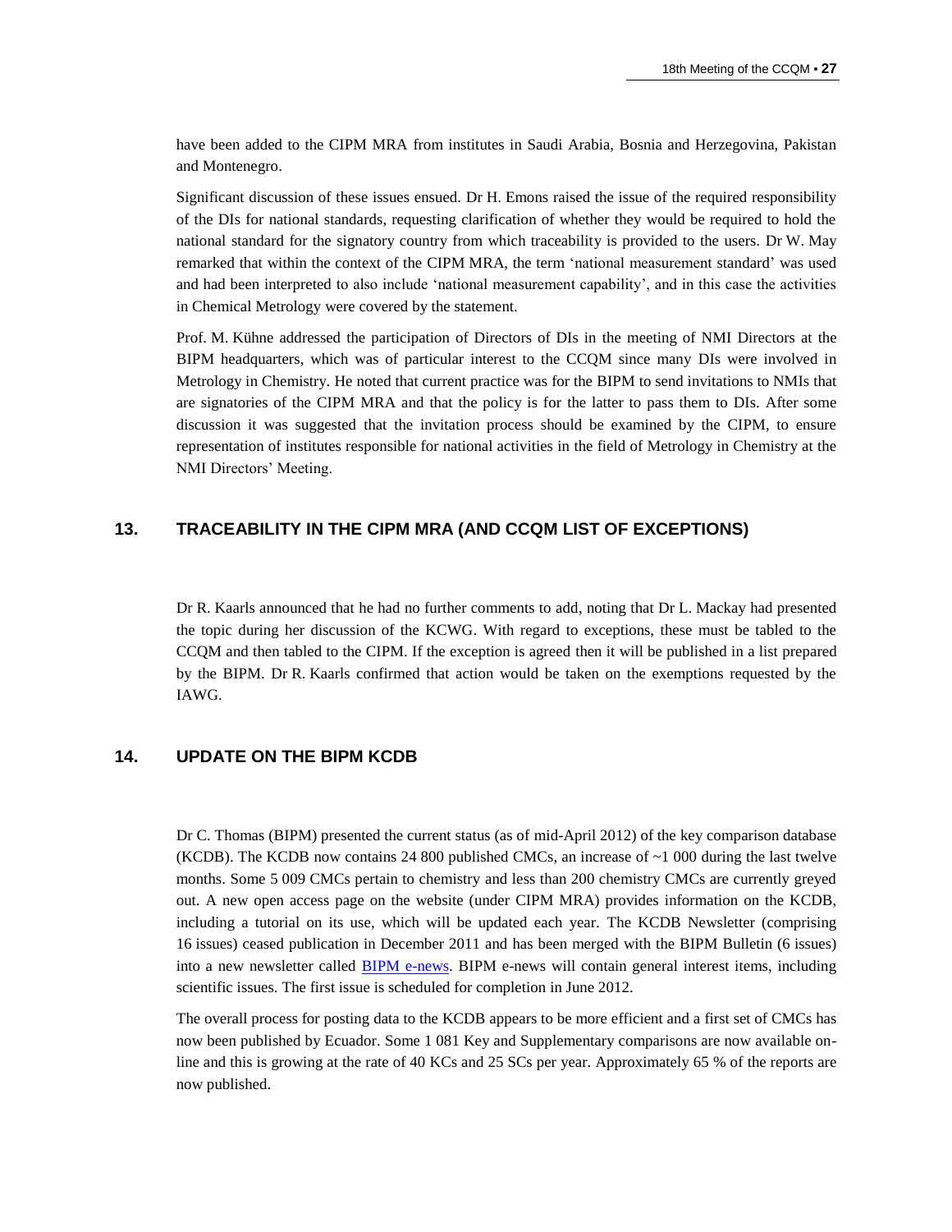have been added to the CIPM MRA from institutes in Saudi Arabia, Bosnia and Herzegovina, Pakistan and Montenegro.

Significant discussion of these issues ensued. Dr H. Emons raised the issue of the required responsibility of the DIs for national standards, requesting clarification of whether they would be required to hold the national standard for the signatory country from which traceability is provided to the users. Dr W. May remarked that within the context of the CIPM MRA, the term 'national measurement standard' was used and had been interpreted to also include 'national measurement capability', and in this case the activities in Chemical Metrology were covered by the statement.

Prof. M. Kühne addressed the participation of Directors of DIs in the meeting of NMI Directors at the BIPM headquarters, which was of particular interest to the CCQM since many DIs were involved in Metrology in Chemistry. He noted that current practice was for the BIPM to send invitations to NMIs that are signatories of the CIPM MRA and that the policy is for the latter to pass them to DIs. After some discussion it was suggested that the invitation process should be examined by the CIPM, to ensure representation of institutes responsible for national activities in the field of Metrology in Chemistry at the NMI Directors' Meeting.

## 13. TRACEABILITY IN THE CIPM MRA (AND CCQM LIST OF EXCEPTIONS)

Dr R. Kaarls announced that he had no further comments to add, noting that Dr L. Mackay had presented the topic during her discussion of the KCWG. With regard to exceptions, these must be tabled to the CCQM and then tabled to the CIPM. If the exception is agreed then it will be published in a list prepared by the BIPM. Dr R. Kaarls confirmed that action would be taken on the exemptions requested by the IAWG.

## 14. UPDATE ON THE BIPM KCDB

Dr C. Thomas (BIPM) presented the current status (as of mid-April 2012) of the key comparison database (KCDB). The KCDB now contains 24 800 published CMCs, an increase of ~1 000 during the last twelve months. Some 5 009 CMCs pertain to chemistry and less than 200 chemistry CMCs are currently greyed out. A new open access page on the website (under CIPM MRA) provides information on the KCDB, including a tutorial on its use, which will be updated each year. The KCDB Newsletter (comprising 16 issues) ceased publication in December 2011 and has been merged with the BIPM Bulletin (6 issues) into a new newsletter called BIPM e-news. BIPM e-news will contain general interest items, including scientific issues. The first issue is scheduled for completion in June 2012.

The overall process for posting data to the KCDB appears to be more efficient and a first set of CMCs has now been published by Ecuador. Some 1 081 Key and Supplementary comparisons are now available on-line and this is growing at the rate of 40 KCs and 25 SCs per year. Approximately 65 % of the reports are now published.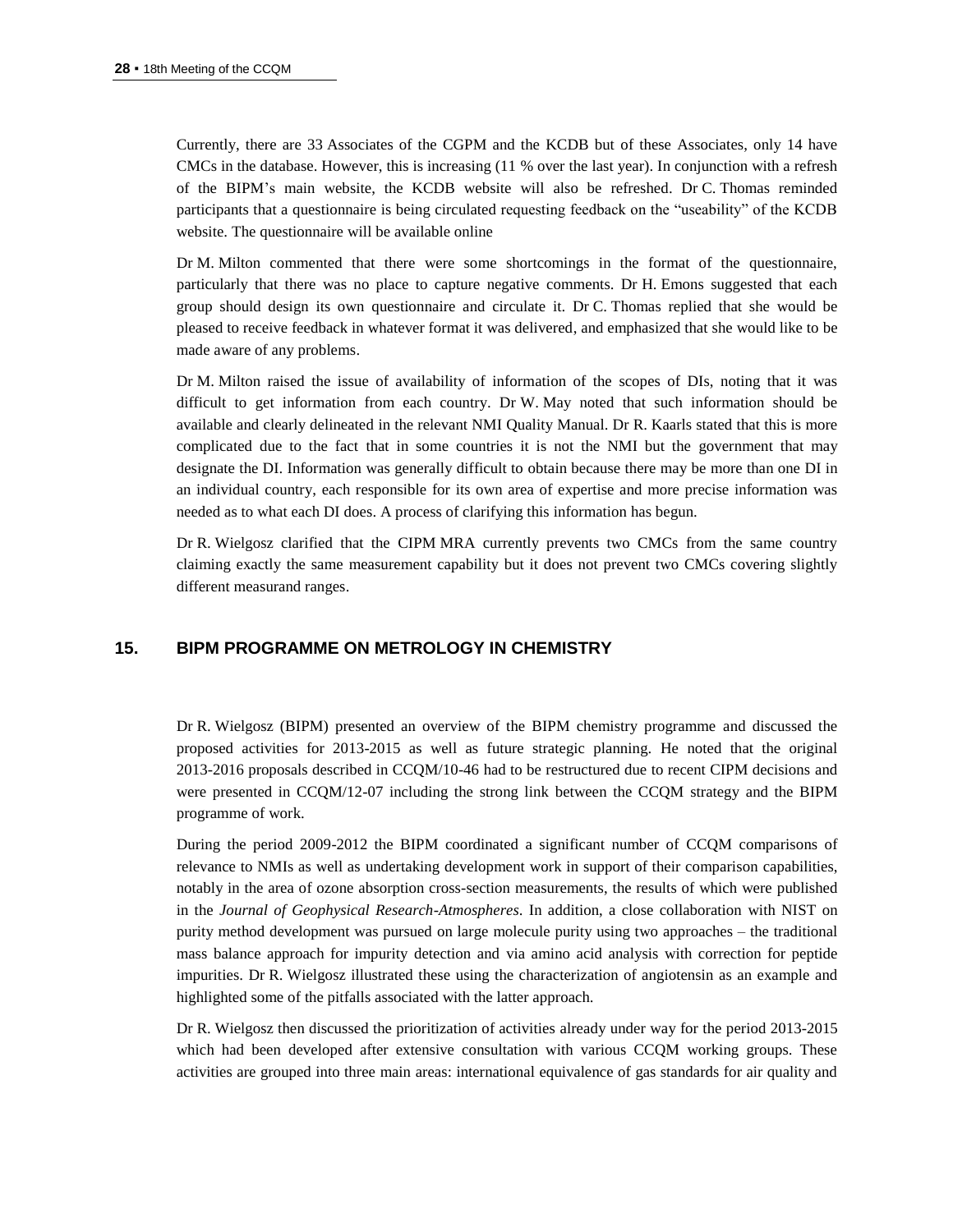Currently, there are 33 Associates of the CGPM and the KCDB but of these Associates, only 14 have CMCs in the database. However, this is increasing (11 % over the last year). In conjunction with a refresh of the BIPM's main website, the KCDB website will also be refreshed. Dr C. Thomas reminded participants that a questionnaire is being circulated requesting feedback on the "useability" of the KCDB website. The questionnaire will be available online

Dr M. Milton commented that there were some shortcomings in the format of the questionnaire, particularly that there was no place to capture negative comments. Dr H. Emons suggested that each group should design its own questionnaire and circulate it. Dr C. Thomas replied that she would be pleased to receive feedback in whatever format it was delivered, and emphasized that she would like to be made aware of any problems.

Dr M. Milton raised the issue of availability of information of the scopes of DIs, noting that it was difficult to get information from each country. Dr W. May noted that such information should be available and clearly delineated in the relevant NMI Quality Manual. Dr R. Kaarls stated that this is more complicated due to the fact that in some countries it is not the NMI but the government that may designate the DI. Information was generally difficult to obtain because there may be more than one DI in an individual country, each responsible for its own area of expertise and more precise information was needed as to what each DI does. A process of clarifying this information has begun.

Dr R. Wielgosz clarified that the CIPM MRA currently prevents two CMCs from the same country claiming exactly the same measurement capability but it does not prevent two CMCs covering slightly different measurand ranges.

## 15. BIPM PROGRAMME ON METROLOGY IN CHEMISTRY

Dr R. Wielgosz (BIPM) presented an overview of the BIPM chemistry programme and discussed the proposed activities for 2013-2015 as well as future strategic planning. He noted that the original 2013-2016 proposals described in CCQM/10-46 had to be restructured due to recent CIPM decisions and were presented in CCQM/12-07 including the strong link between the CCQM strategy and the BIPM programme of work.

During the period 2009-2012 the BIPM coordinated a significant number of CCQM comparisons of relevance to NMIs as well as undertaking development work in support of their comparison capabilities, notably in the area of ozone absorption cross-section measurements, the results of which were published in the *Journal of Geophysical Research-Atmospheres*. In addition, a close collaboration with NIST on purity method development was pursued on large molecule purity using two approaches – the traditional mass balance approach for impurity detection and via amino acid analysis with correction for peptide impurities. Dr R. Wielgosz illustrated these using the characterization of angiotensin as an example and highlighted some of the pitfalls associated with the latter approach.

Dr R. Wielgosz then discussed the prioritization of activities already under way for the period 2013-2015 which had been developed after extensive consultation with various CCQM working groups. These activities are grouped into three main areas: international equivalence of gas standards for air quality and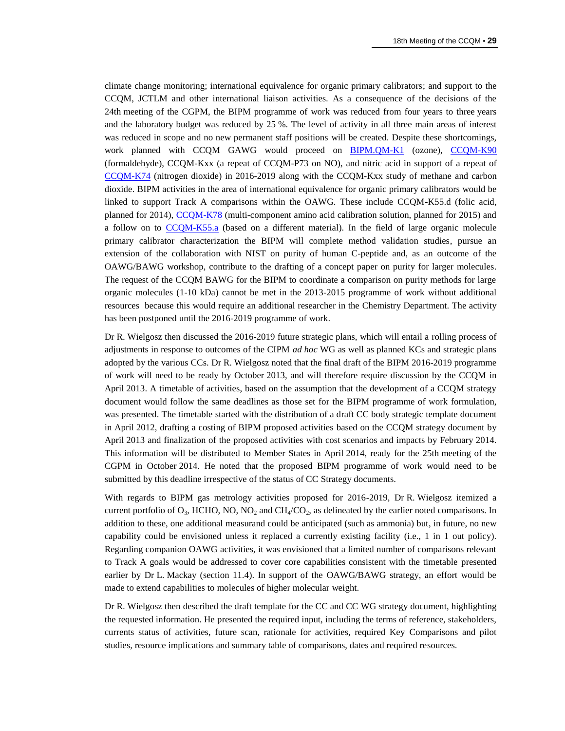climate change monitoring; international equivalence for organic primary calibrators; and support to the CCQM, JCTLM and other international liaison activities. As a consequence of the decisions of the 24th meeting of the CGPM, the BIPM programme of work was reduced from four years to three years and the laboratory budget was reduced by 25 %. The level of activity in all three main areas of interest was reduced in scope and no new permanent staff positions will be created. Despite these shortcomings, work planned with CCQM GAWG would proceed on BIPM.QM-K1 (ozone), CCQM-K90 (formaldehyde), CCQM-Kxx (a repeat of CCQM-P73 on NO), and nitric acid in support of a repeat of CCQM-K74 (nitrogen dioxide) in 2016-2019 along with the CCQM-Kxx study of methane and carbon dioxide. BIPM activities in the area of international equivalence for organic primary calibrators would be linked to support Track A comparisons within the OAWG. These include CCQM-K55.d (folic acid, planned for 2014), CCQM-K78 (multi-component amino acid calibration solution, planned for 2015) and a follow on to CCQM-K55.a (based on a different material). In the field of large organic molecule primary calibrator characterization the BIPM will complete method validation studies, pursue an extension of the collaboration with NIST on purity of human C-peptide and, as an outcome of the OAWG/BAWG workshop, contribute to the drafting of a concept paper on purity for larger molecules. The request of the CCQM BAWG for the BIPM to coordinate a comparison on purity methods for large organic molecules (1-10 kDa) cannot be met in the 2013-2015 programme of work without additional resources because this would require an additional researcher in the Chemistry Department. The activity has been postponed until the 2016-2019 programme of work.

Dr R. Wielgosz then discussed the 2016-2019 future strategic plans, which will entail a rolling process of adjustments in response to outcomes of the CIPM *ad hoc* WG as well as planned KCs and strategic plans adopted by the various CCs. Dr R. Wielgosz noted that the final draft of the BIPM 2016-2019 programme of work will need to be ready by October 2013, and will therefore require discussion by the CCQM in April 2013. A timetable of activities, based on the assumption that the development of a CCQM strategy document would follow the same deadlines as those set for the BIPM programme of work formulation, was presented. The timetable started with the distribution of a draft CC body strategic template document in April 2012, drafting a costing of BIPM proposed activities based on the CCQM strategy document by April 2013 and finalization of the proposed activities with cost scenarios and impacts by February 2014. This information will be distributed to Member States in April 2014, ready for the 25th meeting of the CGPM in October 2014. He noted that the proposed BIPM programme of work would need to be submitted by this deadline irrespective of the status of CC Strategy documents.

With regards to BIPM gas metrology activities proposed for 2016-2019, Dr R. Wielgosz itemized a current portfolio of $O_3$, HCHO, NO, $NO_2$ and $CH_4/CO_2$, as delineated by the earlier noted comparisons. In addition to these, one additional measurand could be anticipated (such as ammonia) but, in future, no new capability could be envisioned unless it replaced a currently existing facility (i.e., 1 in 1 out policy). Regarding companion OAWG activities, it was envisioned that a limited number of comparisons relevant to Track A goals would be addressed to cover core capabilities consistent with the timetable presented earlier by Dr L. Mackay (section 11.4). In support of the OAWG/BAWG strategy, an effort would be made to extend capabilities to molecules of higher molecular weight.

Dr R. Wielgosz then described the draft template for the CC and CC WG strategy document, highlighting the requested information. He presented the required input, including the terms of reference, stakeholders, currents status of activities, future scan, rationale for activities, required Key Comparisons and pilot studies, resource implications and summary table of comparisons, dates and required resources.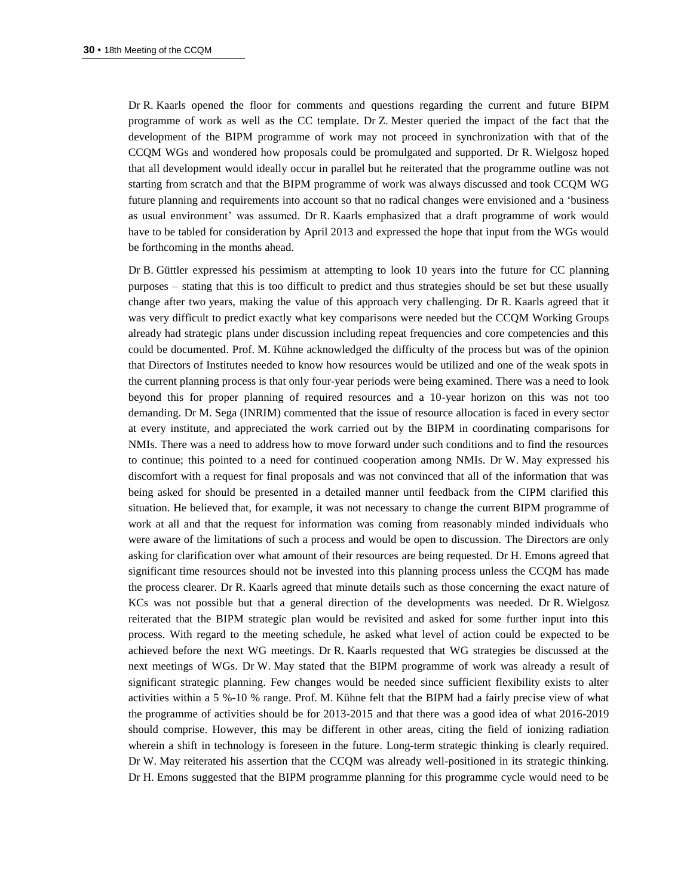Dr R. Kaarls opened the floor for comments and questions regarding the current and future BIPM programme of work as well as the CC template. Dr Z. Mester queried the impact of the fact that the development of the BIPM programme of work may not proceed in synchronization with that of the CCQM WGs and wondered how proposals could be promulgated and supported. Dr R. Wielgosz hoped that all development would ideally occur in parallel but he reiterated that the programme outline was not starting from scratch and that the BIPM programme of work was always discussed and took CCQM WG future planning and requirements into account so that no radical changes were envisioned and a 'business as usual environment' was assumed. Dr R. Kaarls emphasized that a draft programme of work would have to be tabled for consideration by April 2013 and expressed the hope that input from the WGs would be forthcoming in the months ahead.

Dr B. Güttler expressed his pessimism at attempting to look 10 years into the future for CC planning purposes – stating that this is too difficult to predict and thus strategies should be set but these usually change after two years, making the value of this approach very challenging. Dr R. Kaarls agreed that it was very difficult to predict exactly what key comparisons were needed but the CCQM Working Groups already had strategic plans under discussion including repeat frequencies and core competencies and this could be documented. Prof. M. Kühne acknowledged the difficulty of the process but was of the opinion that Directors of Institutes needed to know how resources would be utilized and one of the weak spots in the current planning process is that only four-year periods were being examined. There was a need to look beyond this for proper planning of required resources and a 10-year horizon on this was not too demanding. Dr M. Sega (INRIM) commented that the issue of resource allocation is faced in every sector at every institute, and appreciated the work carried out by the BIPM in coordinating comparisons for NMIs. There was a need to address how to move forward under such conditions and to find the resources to continue; this pointed to a need for continued cooperation among NMIs. Dr W. May expressed his discomfort with a request for final proposals and was not convinced that all of the information that was being asked for should be presented in a detailed manner until feedback from the CIPM clarified this situation. He believed that, for example, it was not necessary to change the current BIPM programme of work at all and that the request for information was coming from reasonably minded individuals who were aware of the limitations of such a process and would be open to discussion. The Directors are only asking for clarification over what amount of their resources are being requested. Dr H. Emons agreed that significant time resources should not be invested into this planning process unless the CCQM has made the process clearer. Dr R. Kaarls agreed that minute details such as those concerning the exact nature of KCs was not possible but that a general direction of the developments was needed. Dr R. Wielgosz reiterated that the BIPM strategic plan would be revisited and asked for some further input into this process. With regard to the meeting schedule, he asked what level of action could be expected to be achieved before the next WG meetings. Dr R. Kaarls requested that WG strategies be discussed at the next meetings of WGs. Dr W. May stated that the BIPM programme of work was already a result of significant strategic planning. Few changes would be needed since sufficient flexibility exists to alter activities within a 5 %-10 % range. Prof. M. Kühne felt that the BIPM had a fairly precise view of what the programme of activities should be for 2013-2015 and that there was a good idea of what 2016-2019 should comprise. However, this may be different in other areas, citing the field of ionizing radiation wherein a shift in technology is foreseen in the future. Long-term strategic thinking is clearly required. Dr W. May reiterated his assertion that the CCQM was already well-positioned in its strategic thinking. Dr H. Emons suggested that the BIPM programme planning for this programme cycle would need to be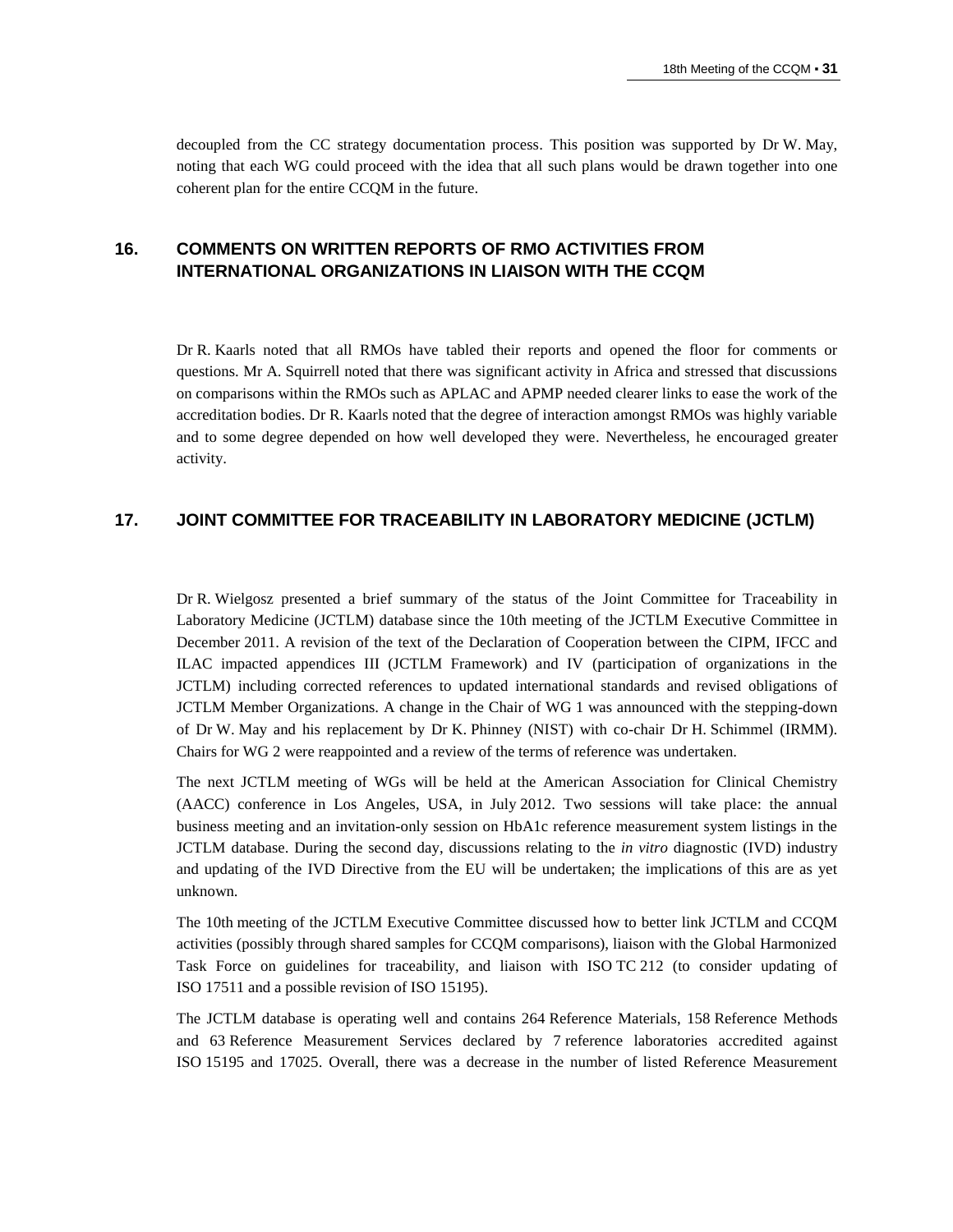decoupled from the CC strategy documentation process. This position was supported by Dr W. May, noting that each WG could proceed with the idea that all such plans would be drawn together into one coherent plan for the entire CCQM in the future.

## 16. COMMENTS ON WRITTEN REPORTS OF RMO ACTIVITIES FROM INTERNATIONAL ORGANIZATIONS IN LIAISON WITH THE CCQM

Dr R. Kaarls noted that all RMOs have tabled their reports and opened the floor for comments or questions. Mr A. Squirrell noted that there was significant activity in Africa and stressed that discussions on comparisons within the RMOs such as APLAC and APMP needed clearer links to ease the work of the accreditation bodies. Dr R. Kaarls noted that the degree of interaction amongst RMOs was highly variable and to some degree depended on how well developed they were. Nevertheless, he encouraged greater activity.

## 17. JOINT COMMITTEE FOR TRACEABILITY IN LABORATORY MEDICINE (JCTLM)

Dr R. Wielgosz presented a brief summary of the status of the Joint Committee for Traceability in Laboratory Medicine (JCTLM) database since the 10th meeting of the JCTLM Executive Committee in December 2011. A revision of the text of the Declaration of Cooperation between the CIPM, IFCC and ILAC impacted appendices III (JCTLM Framework) and IV (participation of organizations in the JCTLM) including corrected references to updated international standards and revised obligations of JCTLM Member Organizations. A change in the Chair of WG 1 was announced with the stepping-down of Dr W. May and his replacement by Dr K. Phinney (NIST) with co-chair Dr H. Schimmel (IRMM). Chairs for WG 2 were reappointed and a review of the terms of reference was undertaken.

The next JCTLM meeting of WGs will be held at the American Association for Clinical Chemistry (AACC) conference in Los Angeles, USA, in July 2012. Two sessions will take place: the annual business meeting and an invitation-only session on HbA1c reference measurement system listings in the JCTLM database. During the second day, discussions relating to the *in vitro* diagnostic (IVD) industry and updating of the IVD Directive from the EU will be undertaken; the implications of this are as yet unknown.

The 10th meeting of the JCTLM Executive Committee discussed how to better link JCTLM and CCQM activities (possibly through shared samples for CCQM comparisons), liaison with the Global Harmonized Task Force on guidelines for traceability, and liaison with ISO TC 212 (to consider updating of ISO 17511 and a possible revision of ISO 15195).

The JCTLM database is operating well and contains 264 Reference Materials, 158 Reference Methods and 63 Reference Measurement Services declared by 7 reference laboratories accredited against ISO 15195 and 17025. Overall, there was a decrease in the number of listed Reference Measurement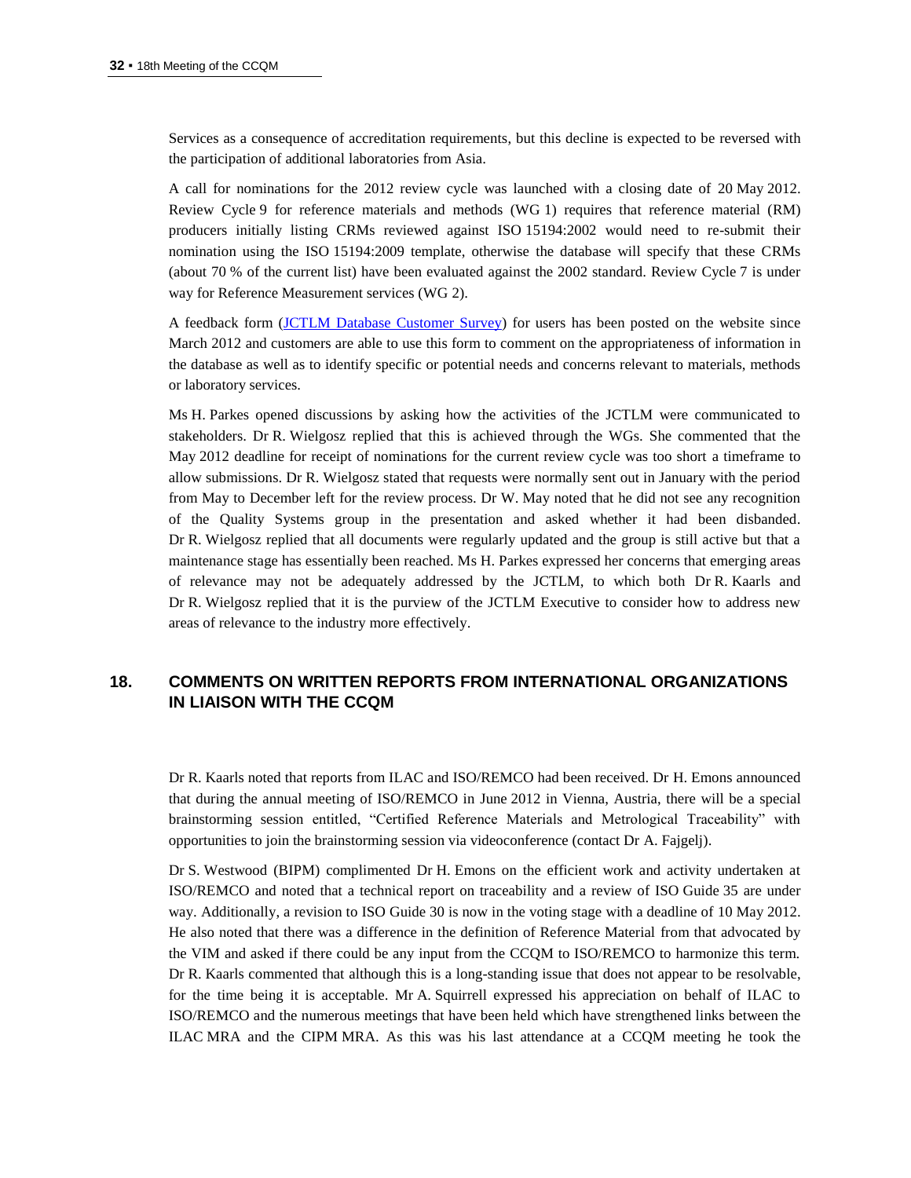Services as a consequence of accreditation requirements, but this decline is expected to be reversed with the participation of additional laboratories from Asia.

A call for nominations for the 2012 review cycle was launched with a closing date of 20 May 2012. Review Cycle 9 for reference materials and methods (WG 1) requires that reference material (RM) producers initially listing CRMs reviewed against ISO 15194:2002 would need to re-submit their nomination using the ISO 15194:2009 template, otherwise the database will specify that these CRMs (about 70 % of the current list) have been evaluated against the 2002 standard. Review Cycle 7 is under way for Reference Measurement services (WG 2).

A feedback form (JCTLM Database Customer Survey) for users has been posted on the website since March 2012 and customers are able to use this form to comment on the appropriateness of information in the database as well as to identify specific or potential needs and concerns relevant to materials, methods or laboratory services.

Ms H. Parkes opened discussions by asking how the activities of the JCTLM were communicated to stakeholders. Dr R. Wielgosz replied that this is achieved through the WGs. She commented that the May 2012 deadline for receipt of nominations for the current review cycle was too short a timeframe to allow submissions. Dr R. Wielgosz stated that requests were normally sent out in January with the period from May to December left for the review process. Dr W. May noted that he did not see any recognition of the Quality Systems group in the presentation and asked whether it had been disbanded. Dr R. Wielgosz replied that all documents were regularly updated and the group is still active but that a maintenance stage has essentially been reached. Ms H. Parkes expressed her concerns that emerging areas of relevance may not be adequately addressed by the JCTLM, to which both Dr R. Kaarls and Dr R. Wielgosz replied that it is the purview of the JCTLM Executive to consider how to address new areas of relevance to the industry more effectively.

## 18. COMMENTS ON WRITTEN REPORTS FROM INTERNATIONAL ORGANIZATIONS IN LIAISON WITH THE CCQM

Dr R. Kaarls noted that reports from ILAC and ISO/REMCO had been received. Dr H. Emons announced that during the annual meeting of ISO/REMCO in June 2012 in Vienna, Austria, there will be a special brainstorming session entitled, "Certified Reference Materials and Metrological Traceability" with opportunities to join the brainstorming session via videoconference (contact Dr A. Fajgelj).

Dr S. Westwood (BIPM) complimented Dr H. Emons on the efficient work and activity undertaken at ISO/REMCO and noted that a technical report on traceability and a review of ISO Guide 35 are under way. Additionally, a revision to ISO Guide 30 is now in the voting stage with a deadline of 10 May 2012. He also noted that there was a difference in the definition of Reference Material from that advocated by the VIM and asked if there could be any input from the CCQM to ISO/REMCO to harmonize this term. Dr R. Kaarls commented that although this is a long-standing issue that does not appear to be resolvable, for the time being it is acceptable. Mr A. Squirrell expressed his appreciation on behalf of ILAC to ISO/REMCO and the numerous meetings that have been held which have strengthened links between the ILAC MRA and the CIPM MRA. As this was his last attendance at a CCQM meeting he took the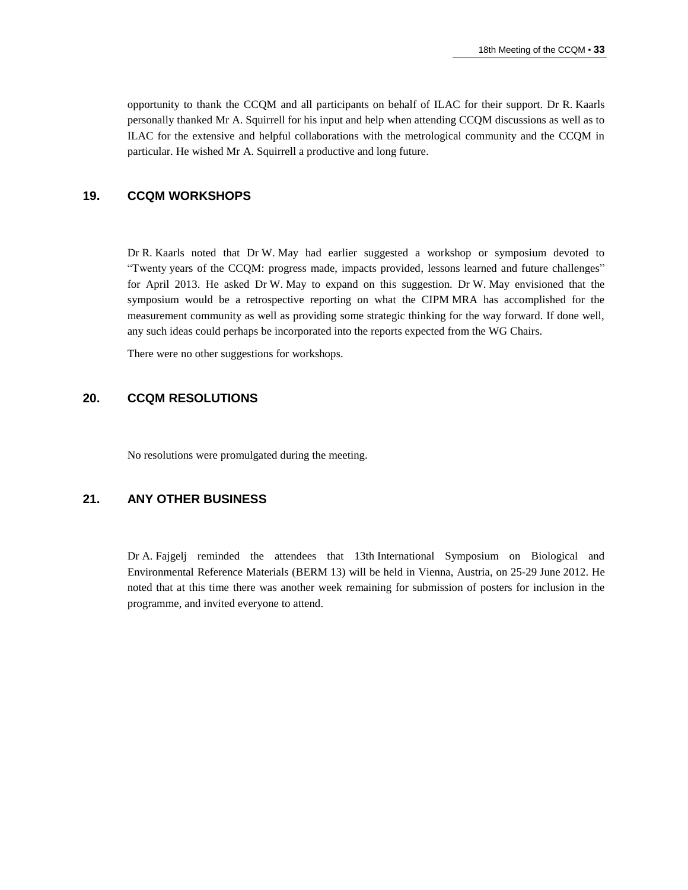opportunity to thank the CCQM and all participants on behalf of ILAC for their support. Dr R. Kaarls personally thanked Mr A. Squirrell for his input and help when attending CCQM discussions as well as to ILAC for the extensive and helpful collaborations with the metrological community and the CCQM in particular. He wished Mr A. Squirrell a productive and long future.

## 19. CCQM WORKSHOPS

Dr R. Kaarls noted that Dr W. May had earlier suggested a workshop or symposium devoted to "Twenty years of the CCQM: progress made, impacts provided, lessons learned and future challenges" for April 2013. He asked Dr W. May to expand on this suggestion. Dr W. May envisioned that the symposium would be a retrospective reporting on what the CIPM MRA has accomplished for the measurement community as well as providing some strategic thinking for the way forward. If done well, any such ideas could perhaps be incorporated into the reports expected from the WG Chairs.

There were no other suggestions for workshops.

## 20. CCQM RESOLUTIONS

No resolutions were promulgated during the meeting.

## 21. ANY OTHER BUSINESS

Dr A. Fajgelj reminded the attendees that 13th International Symposium on Biological and Environmental Reference Materials (BERM 13) will be held in Vienna, Austria, on 25-29 June 2012. He noted that at this time there was another week remaining for submission of posters for inclusion in the programme, and invited everyone to attend.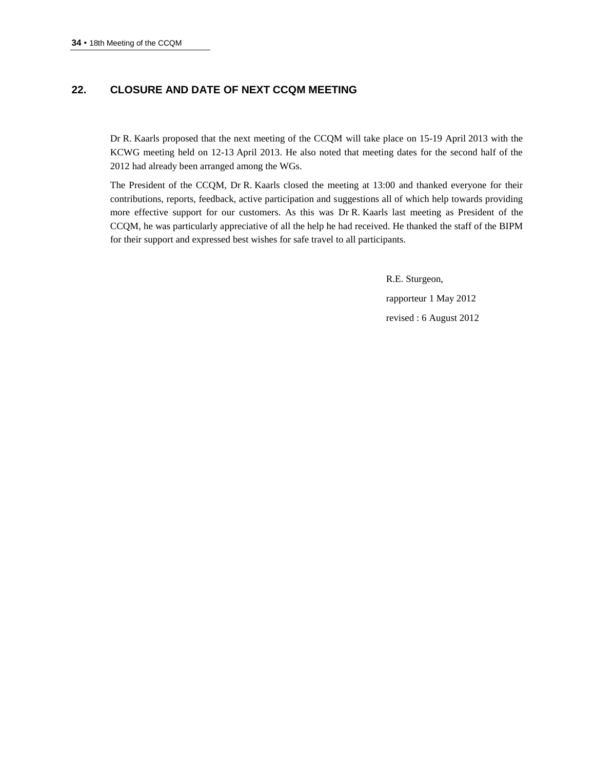## 22. CLOSURE AND DATE OF NEXT CCQM MEETING

Dr R. Kaarls proposed that the next meeting of the CCQM will take place on 15-19 April 2013 with the KCWG meeting held on 12-13 April 2013. He also noted that meeting dates for the second half of the 2012 had already been arranged among the WGs.

The President of the CCQM, Dr R. Kaarls closed the meeting at 13:00 and thanked everyone for their contributions, reports, feedback, active participation and suggestions all of which help towards providing more effective support for our customers. As this was Dr R. Kaarls last meeting as President of the CCQM, he was particularly appreciative of all the help he had received. He thanked the staff of the BIPM for their support and expressed best wishes for safe travel to all participants.

R.E. Sturgeon,

rapporteur 1 May 2012

revised : 6 August 2012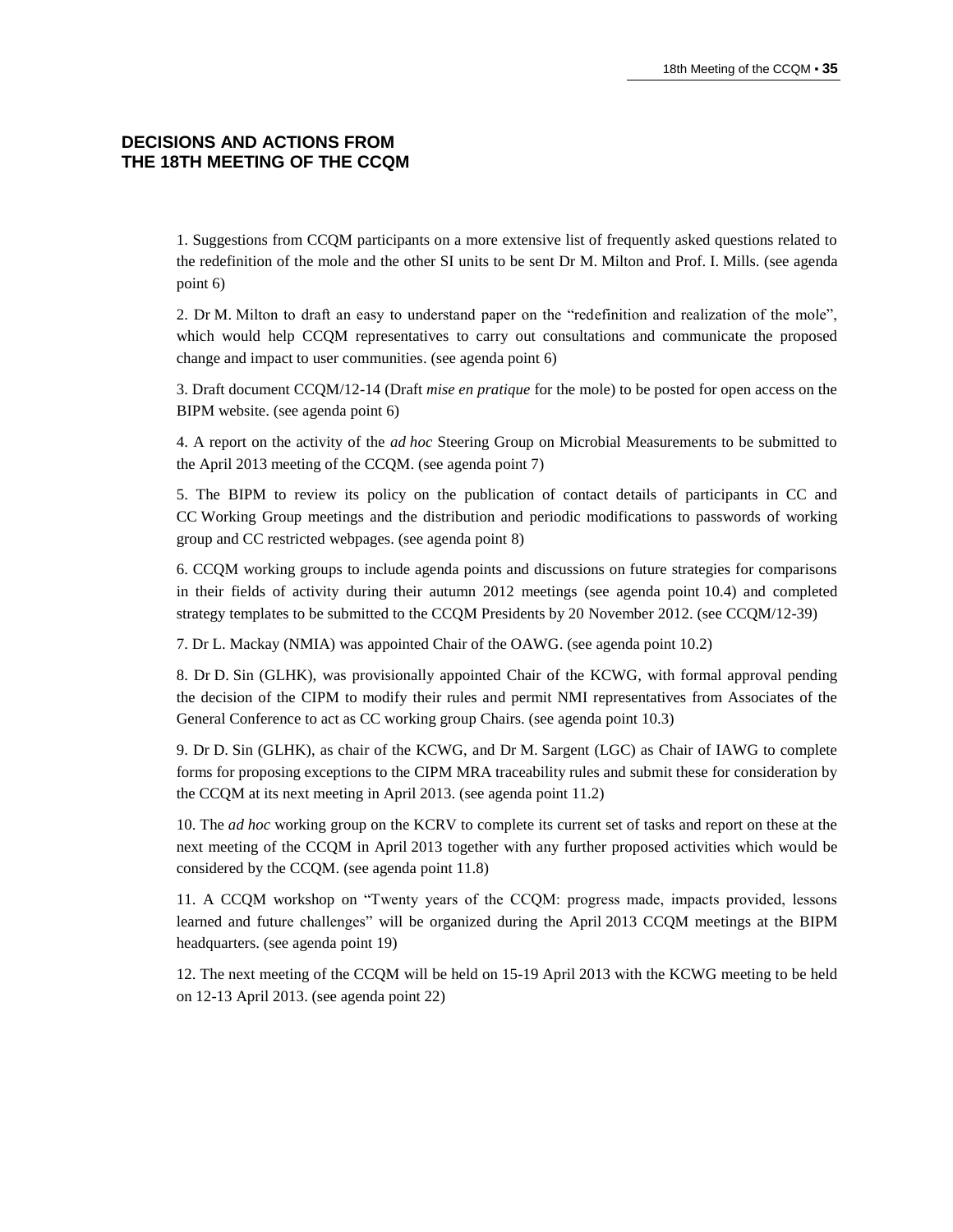## DECISIONS AND ACTIONS FROM THE 18TH MEETING OF THE CCQM

1. Suggestions from CCQM participants on a more extensive list of frequently asked questions related to the redefinition of the mole and the other SI units to be sent Dr M. Milton and Prof. I. Mills. (see agenda point 6)

2. Dr M. Milton to draft an easy to understand paper on the "redefinition and realization of the mole", which would help CCQM representatives to carry out consultations and communicate the proposed change and impact to user communities. (see agenda point 6)

3. Draft document CCQM/12-14 (Draft *mise en pratique* for the mole) to be posted for open access on the BIPM website. (see agenda point 6)

4. A report on the activity of the *ad hoc* Steering Group on Microbial Measurements to be submitted to the April 2013 meeting of the CCQM. (see agenda point 7)

5. The BIPM to review its policy on the publication of contact details of participants in CC and CC Working Group meetings and the distribution and periodic modifications to passwords of working group and CC restricted webpages. (see agenda point 8)

6. CCQM working groups to include agenda points and discussions on future strategies for comparisons in their fields of activity during their autumn 2012 meetings (see agenda point 10.4) and completed strategy templates to be submitted to the CCQM Presidents by 20 November 2012. (see CCQM/12-39)

7. Dr L. Mackay (NMIA) was appointed Chair of the OAWG. (see agenda point 10.2)

8. Dr D. Sin (GLHK), was provisionally appointed Chair of the KCWG, with formal approval pending the decision of the CIPM to modify their rules and permit NMI representatives from Associates of the General Conference to act as CC working group Chairs. (see agenda point 10.3)

9. Dr D. Sin (GLHK), as chair of the KCWG, and Dr M. Sargent (LGC) as Chair of IAWG to complete forms for proposing exceptions to the CIPM MRA traceability rules and submit these for consideration by the CCQM at its next meeting in April 2013. (see agenda point 11.2)

10. The *ad hoc* working group on the KCRV to complete its current set of tasks and report on these at the next meeting of the CCQM in April 2013 together with any further proposed activities which would be considered by the CCQM. (see agenda point 11.8)

11. A CCQM workshop on "Twenty years of the CCQM: progress made, impacts provided, lessons learned and future challenges" will be organized during the April 2013 CCQM meetings at the BIPM headquarters. (see agenda point 19)

12. The next meeting of the CCQM will be held on 15-19 April 2013 with the KCWG meeting to be held on 12-13 April 2013. (see agenda point 22)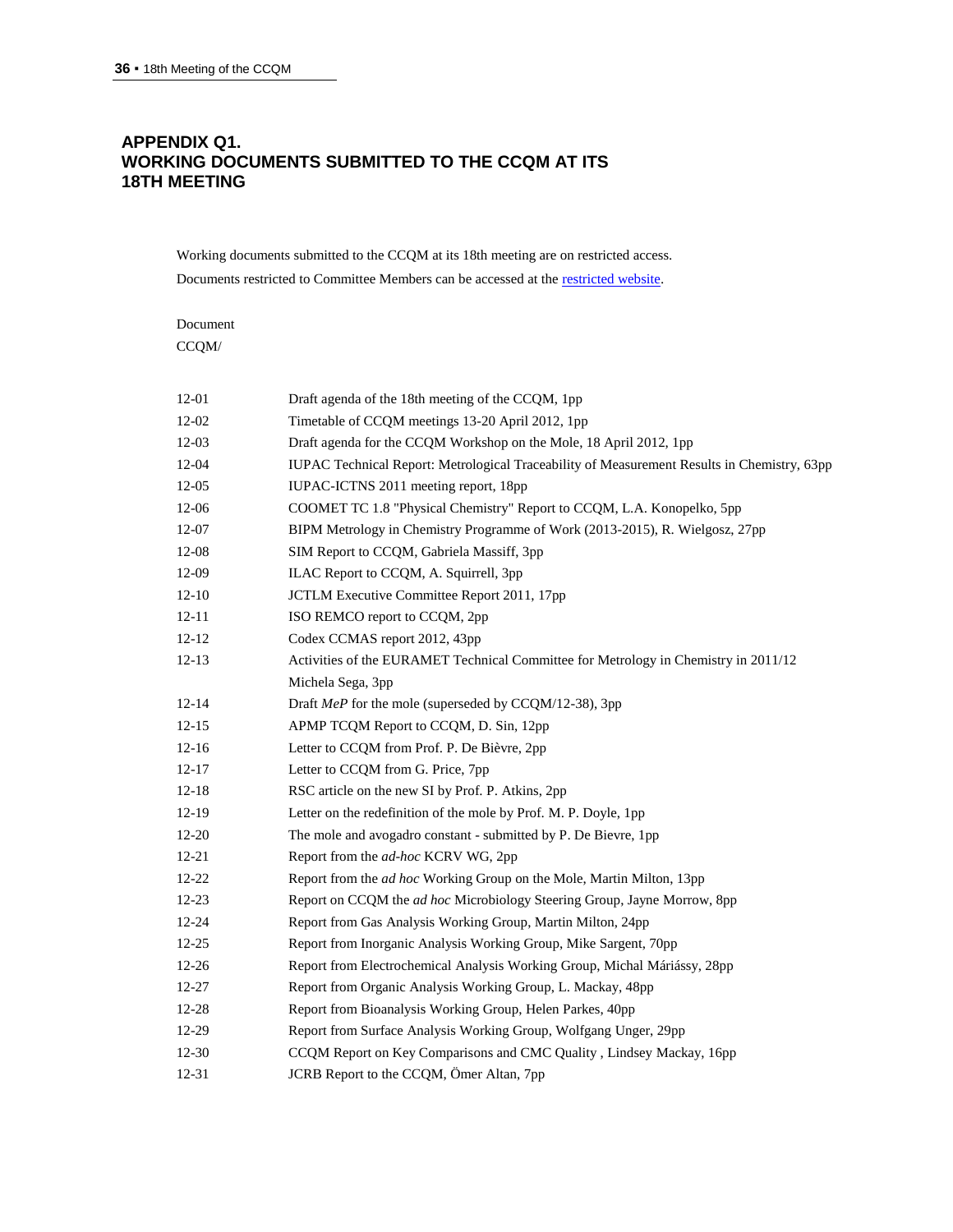## APPENDIX Q1. WORKING DOCUMENTS SUBMITTED TO THE CCQM AT ITS 18TH MEETING

Working documents submitted to the CCQM at its 18th meeting are on restricted access.

Documents restricted to Committee Members can be accessed at the restricted website.

Document
CCQM/

| | |
|---|---|
| 12-01 | Draft agenda of the 18th meeting of the CCQM, 1pp |
| 12-02 | Timetable of CCQM meetings 13-20 April 2012, 1pp |
| 12-03 | Draft agenda for the CCQM Workshop on the Mole, 18 April 2012, 1pp |
| 12-04 | IUPAC Technical Report: Metrological Traceability of Measurement Results in Chemistry, 63pp |
| 12-05 | IUPAC-ICTNS 2011 meeting report, 18pp |
| 12-06 | COOMET TC 1.8 "Physical Chemistry" Report to CCQM, L.A. Konopelko, 5pp |
| 12-07 | BIPM Metrology in Chemistry Programme of Work (2013-2015), R. Wielgosz, 27pp |
| 12-08 | SIM Report to CCQM, Gabriela Massiff, 3pp |
| 12-09 | ILAC Report to CCQM, A. Squirrell, 3pp |
| 12-10 | JCTLM Executive Committee Report 2011, 17pp |
| 12-11 | ISO REMCO report to CCQM, 2pp |
| 12-12 | Codex CCMAS report 2012, 43pp |
| 12-13 | Activities of the EURAMET Technical Committee for Metrology in Chemistry in 2011/12 Michela Sega, 3pp |
| 12-14 | Draft *MeP* for the mole (superseded by CCQM/12-38), 3pp |
| 12-15 | APMP TCQM Report to CCQM, D. Sin, 12pp |
| 12-16 | Letter to CCQM from Prof. P. De Bièvre, 2pp |
| 12-17 | Letter to CCQM from G. Price, 7pp |
| 12-18 | RSC article on the new SI by Prof. P. Atkins, 2pp |
| 12-19 | Letter on the redefinition of the mole by Prof. M. P. Doyle, 1pp |
| 12-20 | The mole and avogadro constant - submitted by P. De Bievre, 1pp |
| 12-21 | Report from the *ad-hoc* KCRV WG, 2pp |
| 12-22 | Report from the *ad hoc* Working Group on the Mole, Martin Milton, 13pp |
| 12-23 | Report on CCQM the *ad hoc* Microbiology Steering Group, Jayne Morrow, 8pp |
| 12-24 | Report from Gas Analysis Working Group, Martin Milton, 24pp |
| 12-25 | Report from Inorganic Analysis Working Group, Mike Sargent, 70pp |
| 12-26 | Report from Electrochemical Analysis Working Group, Michal Máriássy, 28pp |
| 12-27 | Report from Organic Analysis Working Group, L. Mackay, 48pp |
| 12-28 | Report from Bioanalysis Working Group, Helen Parkes, 40pp |
| 12-29 | Report from Surface Analysis Working Group, Wolfgang Unger, 29pp |
| 12-30 | CCQM Report on Key Comparisons and CMC Quality , Lindsey Mackay, 16pp |
| 12-31 | JCRB Report to the CCQM, Ömer Altan, 7pp |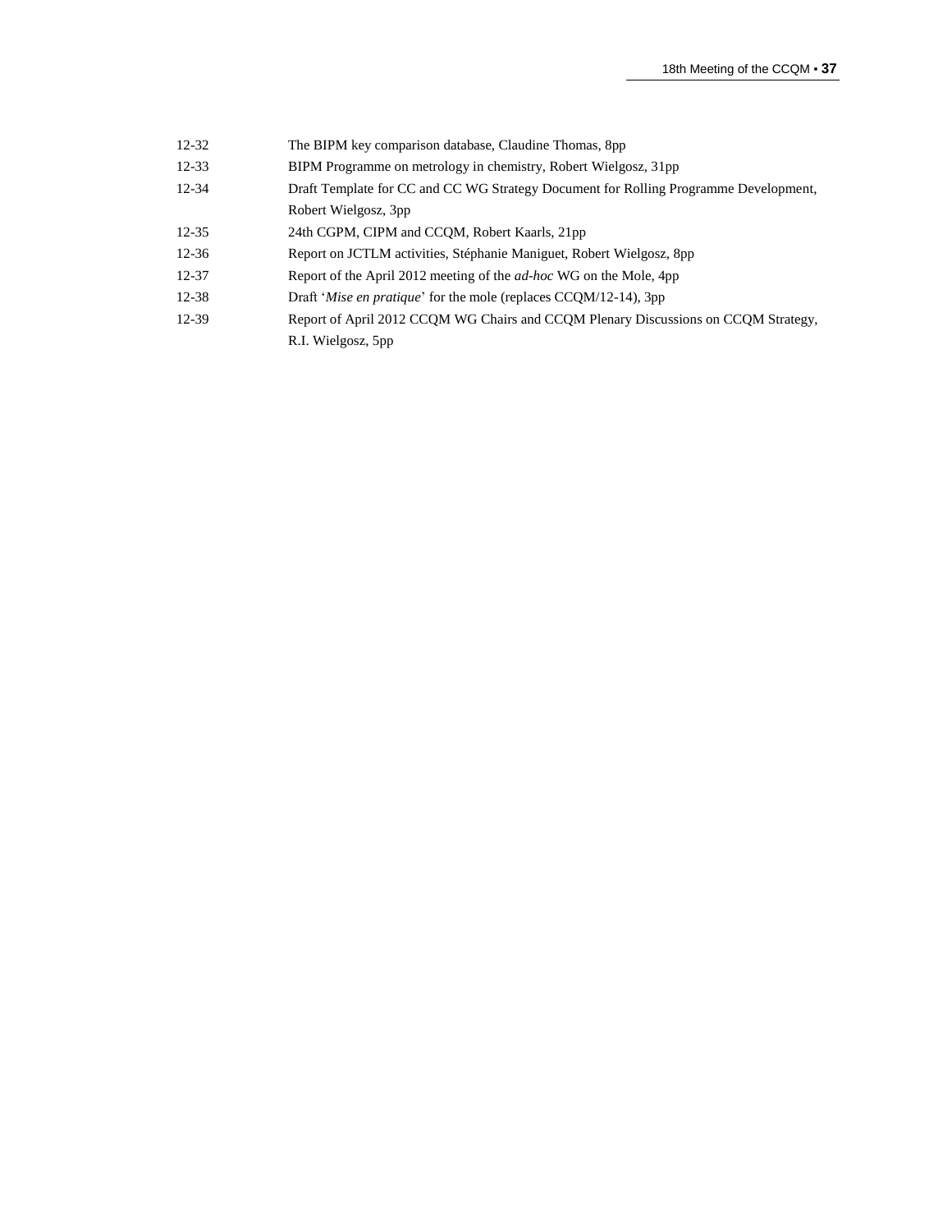| | |
|---|---|
| 12-32 | The BIPM key comparison database, Claudine Thomas, 8pp |
| 12-33 | BIPM Programme on metrology in chemistry, Robert Wielgosz, 31pp |
| 12-34 | Draft Template for CC and CC WG Strategy Document for Rolling Programme Development, Robert Wielgosz, 3pp |
| 12-35 | 24th CGPM, CIPM and CCQM, Robert Kaarls, 21pp |
| 12-36 | Report on JCTLM activities, Stéphanie Maniguet, Robert Wielgosz, 8pp |
| 12-37 | Report of the April 2012 meeting of the *ad-hoc* WG on the Mole, 4pp |
| 12-38 | Draft '*Mise en pratique*' for the mole (replaces CCQM/12-14), 3pp |
| 12-39 | Report of April 2012 CCQM WG Chairs and CCQM Plenary Discussions on CCQM Strategy, R.I. Wielgosz, 5pp |